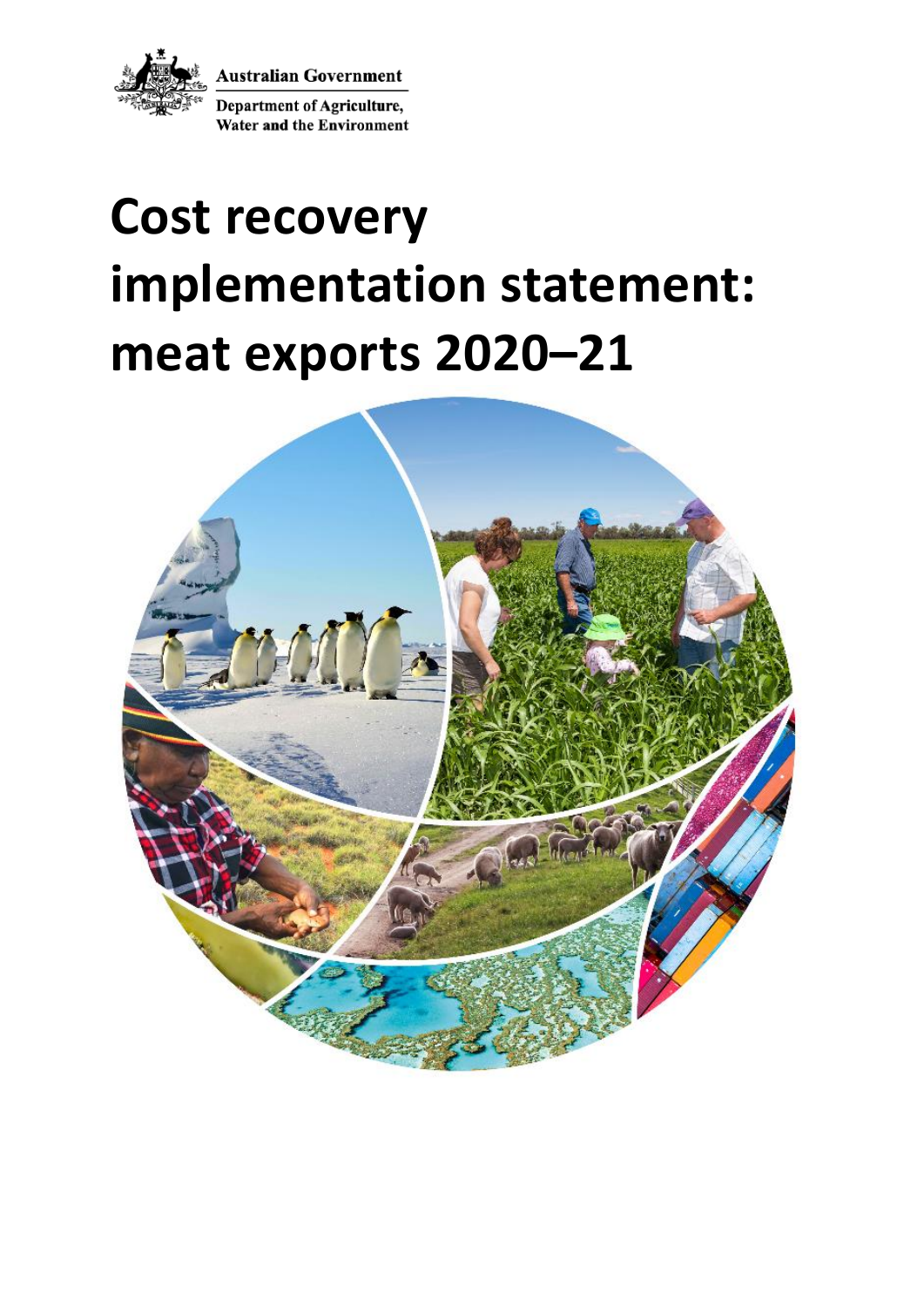Australian Government

Department of Agriculture, Water and the Environment

# Cost recovery implementation statement: meat exports 2020–21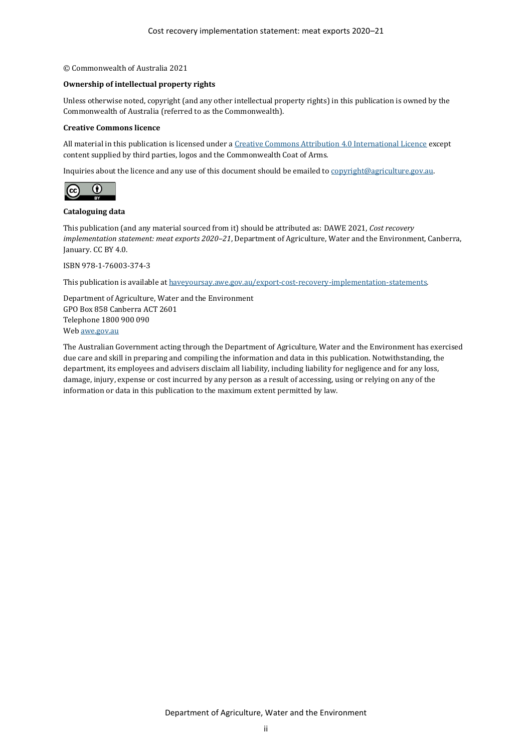© Commonwealth of Australia 2021

**Ownership of intellectual property rights**

Unless otherwise noted, copyright (and any other intellectual property rights) in this publication is owned by the Commonwealth of Australia (referred to as the Commonwealth).

**Creative Commons licence**

All material in this publication is licensed under a [Creative Commons Attribution 4.0 International Licence](https://creativecommons.org/licenses/by/4.0/legalcode) except content supplied by third parties, logos and the Commonwealth Coat of Arms.

Inquiries about the licence and any use of this document should be emailed to [copyright@agriculture.gov.au](mailto:copyright@agriculture.gov.au).

**Cataloguing data**

This publication (and any material sourced from it) should be attributed as: DAWE 2021, *Cost recovery implementation statement: meat exports 2020–21*, Department of Agriculture, Water and the Environment, Canberra, January. CC BY 4.0.

ISBN 978-1-76003-374-3

This publication is available at [haveyoursay.awe.gov.au/export-cost-recovery-implementation-statements](https://haveyoursay.awe.gov.au/export-cost-recovery-implementation-statements).

Department of Agriculture, Water and the Environment
GPO Box 858 Canberra ACT 2601
Telephone 1800 900 090
Web [awe.gov.au](https://awe.gov.au)

The Australian Government acting through the Department of Agriculture, Water and the Environment has exercised due care and skill in preparing and compiling the information and data in this publication. Notwithstanding, the department, its employees and advisers disclaim all liability, including liability for negligence and for any loss, damage, injury, expense or cost incurred by any person as a result of accessing, using or relying on any of the information or data in this publication to the maximum extent permitted by law.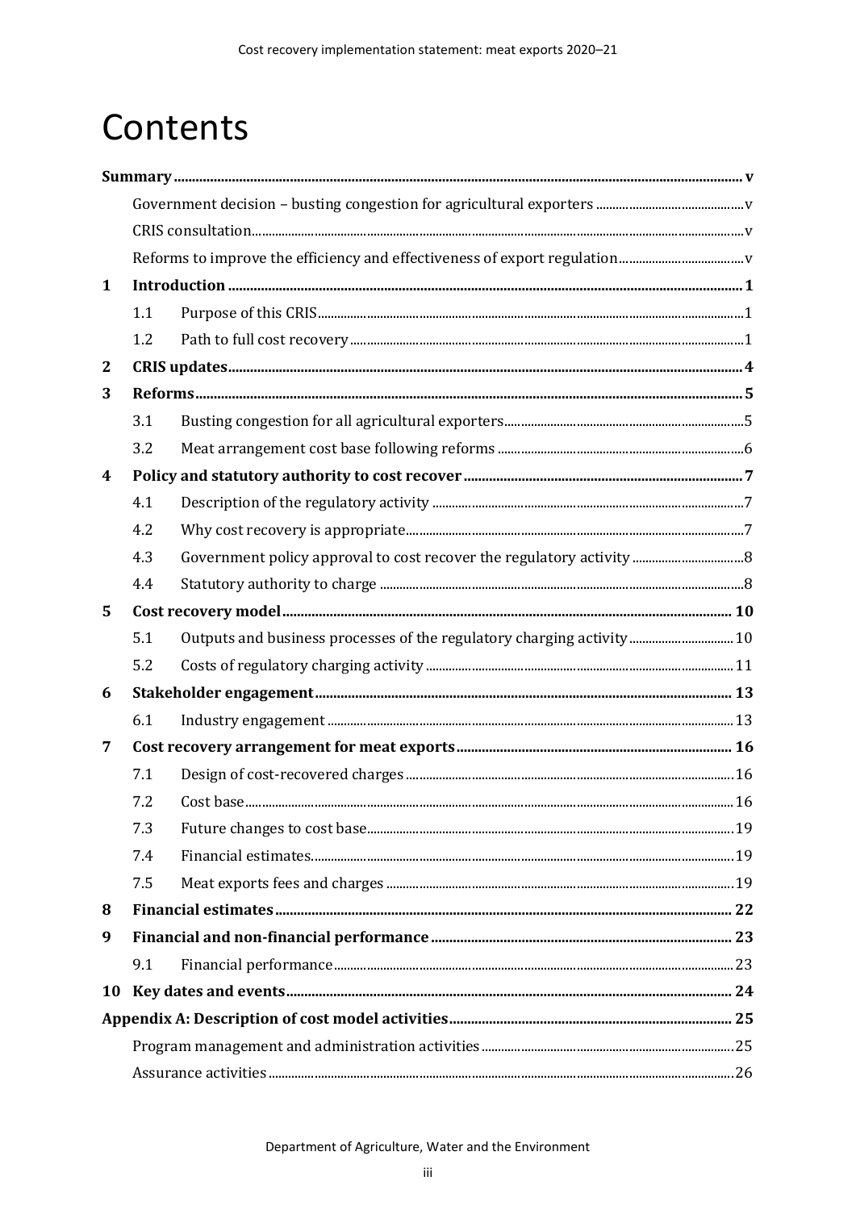# Contents

| | | |
|---|---|---|
| **Summary** | | **v** |
| Government decision – busting congestion for agricultural exporters | | v |
| CRIS consultation | | v |
| Reforms to improve the efficiency and effectiveness of export regulation | | v |
| **1** | **Introduction** | **1** |
| 1.1 | Purpose of this CRIS | 1 |
| 1.2 | Path to full cost recovery | 1 |
| **2** | **CRIS updates** | **4** |
| **3** | **Reforms** | **5** |
| 3.1 | Busting congestion for all agricultural exporters | 5 |
| 3.2 | Meat arrangement cost base following reforms | 6 |
| **4** | **Policy and statutory authority to cost recover** | **7** |
| 4.1 | Description of the regulatory activity | 7 |
| 4.2 | Why cost recovery is appropriate | 7 |
| 4.3 | Government policy approval to cost recover the regulatory activity | 8 |
| 4.4 | Statutory authority to charge | 8 |
| **5** | **Cost recovery model** | **10** |
| 5.1 | Outputs and business processes of the regulatory charging activity | 10 |
| 5.2 | Costs of regulatory charging activity | 11 |
| **6** | **Stakeholder engagement** | **13** |
| 6.1 | Industry engagement | 13 |
| **7** | **Cost recovery arrangement for meat exports** | **16** |
| 7.1 | Design of cost-recovered charges | 16 |
| 7.2 | Cost base | 16 |
| 7.3 | Future changes to cost base | 19 |
| 7.4 | Financial estimates | 19 |
| 7.5 | Meat exports fees and charges | 19 |
| **8** | **Financial estimates** | **22** |
| **9** | **Financial and non-financial performance** | **23** |
| 9.1 | Financial performance | 23 |
| **10** | **Key dates and events** | **24** |
| **Appendix A: Description of cost model activities** | | **25** |
| Program management and administration activities | | 25 |
| Assurance activities | | 26 |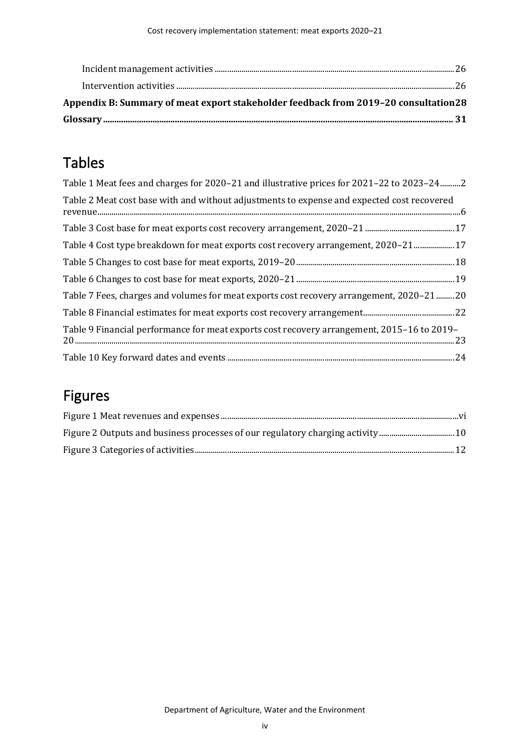Incident management activities ........................................................................................................................ 26

Intervention activities ........................................................................................................................................ 26

**Appendix B: Summary of meat export stakeholder feedback from 2019–20 consultation 28**

**Glossary ........................................................................................................................................................ 31**

## Tables

Table 1 Meat fees and charges for 2020–21 and illustrative prices for 2021–22 to 2023–24 .......... 2

Table 2 Meat cost base with and without adjustments to expense and expected cost recovered revenue ........................................................................................................................................................ 6

Table 3 Cost base for meat exports cost recovery arrangement, 2020–21 ........................................ 17

Table 4 Cost type breakdown for meat exports cost recovery arrangement, 2020–21 .................... 17

Table 5 Changes to cost base for meat exports, 2019–20 ..................................................................... 18

Table 6 Changes to cost base for meat exports, 2020–21 ..................................................................... 19

Table 7 Fees, charges and volumes for meat exports cost recovery arrangement, 2020–21 ......... 20

Table 8 Financial estimates for meat exports cost recovery arrangement ......................................... 22

Table 9 Financial performance for meat exports cost recovery arrangement, 2015–16 to 2019–20 ........................................................................................................................................................ 23

Table 10 Key forward dates and events ................................................................................................... 24

## Figures

Figure 1 Meat revenues and expenses ....................................................................................................... vi

Figure 2 Outputs and business processes of our regulatory charging activity ................................... 10

Figure 3 Categories of activities ................................................................................................................. 12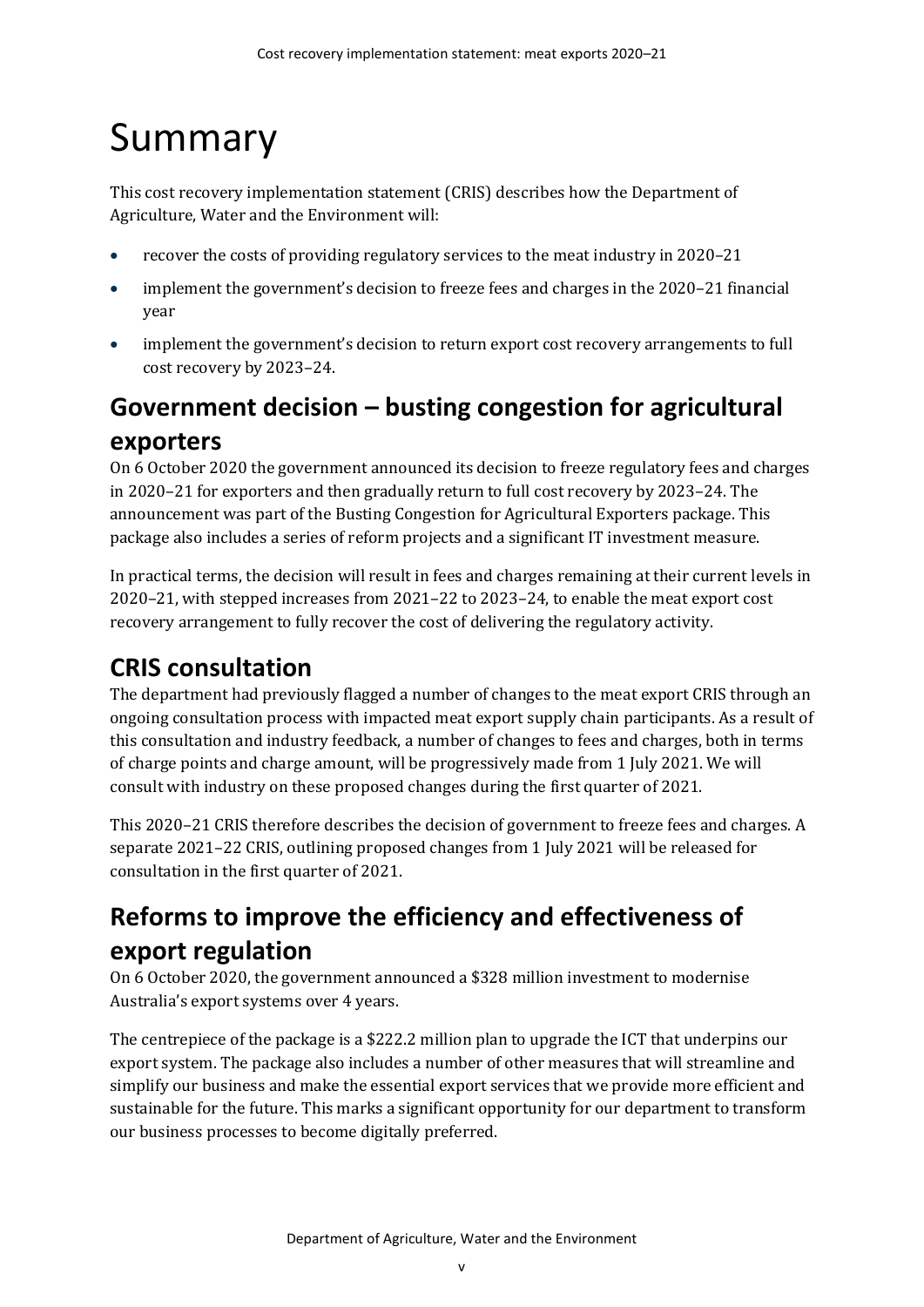# Summary

This cost recovery implementation statement (CRIS) describes how the Department of Agriculture, Water and the Environment will:

- recover the costs of providing regulatory services to the meat industry in 2020–21
- implement the government's decision to freeze fees and charges in the 2020–21 financial year
- implement the government's decision to return export cost recovery arrangements to full cost recovery by 2023–24.

## Government decision – busting congestion for agricultural exporters

On 6 October 2020 the government announced its decision to freeze regulatory fees and charges in 2020–21 for exporters and then gradually return to full cost recovery by 2023–24. The announcement was part of the Busting Congestion for Agricultural Exporters package. This package also includes a series of reform projects and a significant IT investment measure.

In practical terms, the decision will result in fees and charges remaining at their current levels in 2020–21, with stepped increases from 2021–22 to 2023–24, to enable the meat export cost recovery arrangement to fully recover the cost of delivering the regulatory activity.

## CRIS consultation

The department had previously flagged a number of changes to the meat export CRIS through an ongoing consultation process with impacted meat export supply chain participants. As a result of this consultation and industry feedback, a number of changes to fees and charges, both in terms of charge points and charge amount, will be progressively made from 1 July 2021. We will consult with industry on these proposed changes during the first quarter of 2021.

This 2020–21 CRIS therefore describes the decision of government to freeze fees and charges. A separate 2021–22 CRIS, outlining proposed changes from 1 July 2021 will be released for consultation in the first quarter of 2021.

## Reforms to improve the efficiency and effectiveness of export regulation

On 6 October 2020, the government announced a $328 million investment to modernise Australia's export systems over 4 years.

The centrepiece of the package is a $222.2 million plan to upgrade the ICT that underpins our export system. The package also includes a number of other measures that will streamline and simplify our business and make the essential export services that we provide more efficient and sustainable for the future. This marks a significant opportunity for our department to transform our business processes to become digitally preferred.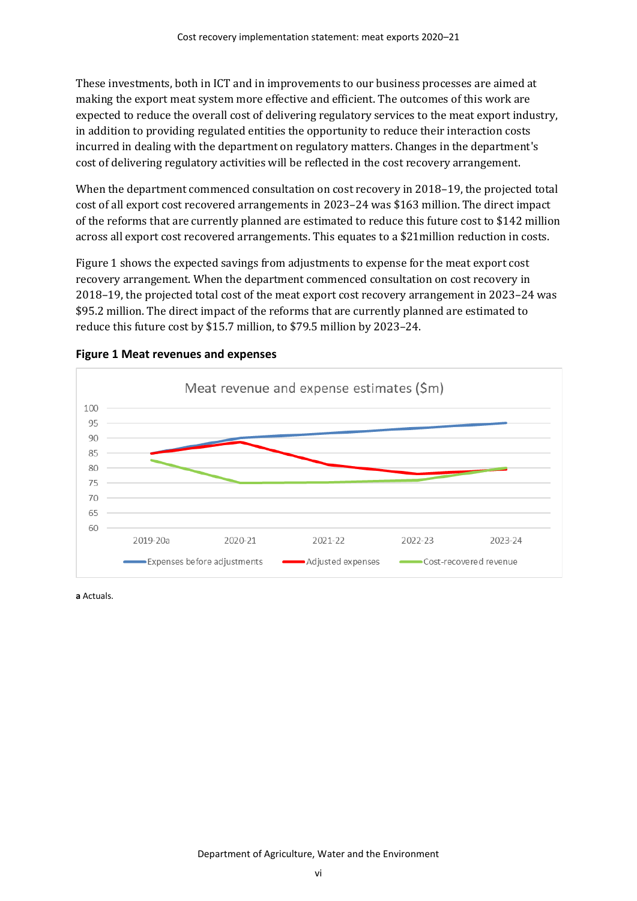These investments, both in ICT and in improvements to our business processes are aimed at making the export meat system more effective and efficient. The outcomes of this work are expected to reduce the overall cost of delivering regulatory services to the meat export industry, in addition to providing regulated entities the opportunity to reduce their interaction costs incurred in dealing with the department on regulatory matters. Changes in the department's cost of delivering regulatory activities will be reflected in the cost recovery arrangement.

When the department commenced consultation on cost recovery in 2018–19, the projected total cost of all export cost recovered arrangements in 2023–24 was $163 million. The direct impact of the reforms that are currently planned are estimated to reduce this future cost to $142 million across all export cost recovered arrangements. This equates to a $21million reduction in costs.

Figure 1 shows the expected savings from adjustments to expense for the meat export cost recovery arrangement. When the department commenced consultation on cost recovery in 2018–19, the projected total cost of the meat export cost recovery arrangement in 2023–24 was $95.2 million. The direct impact of the reforms that are currently planned are estimated to reduce this future cost by $15.7 million, to $79.5 million by 2023–24.

**Figure 1 Meat revenues and expenses**

**a** Actuals.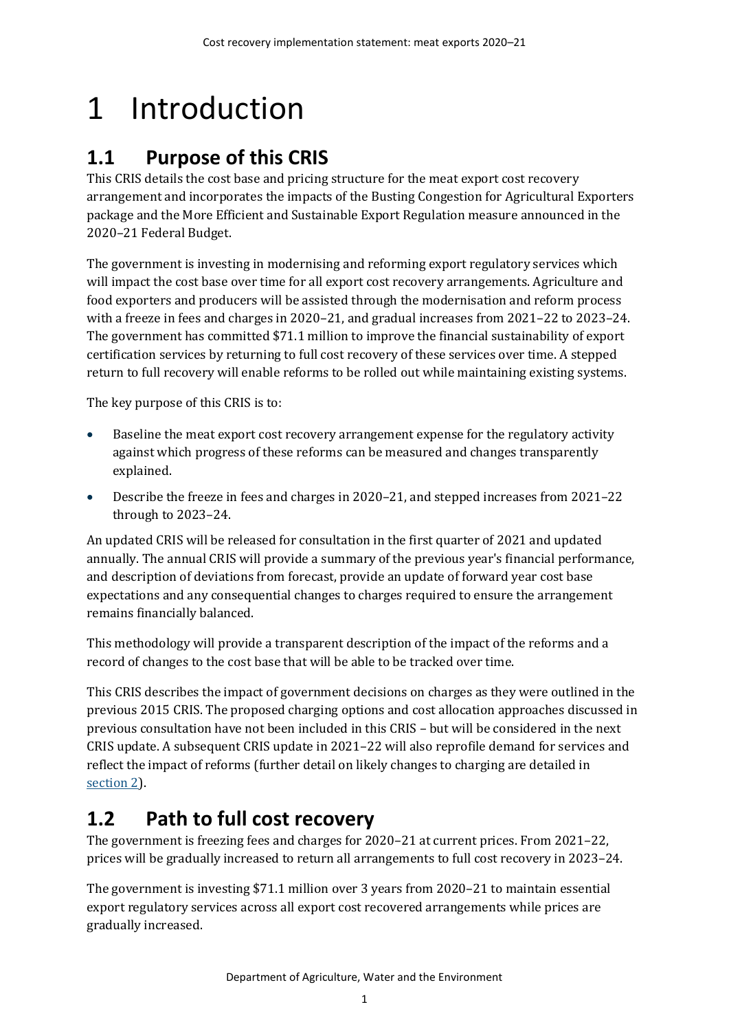# 1 Introduction

## 1.1 Purpose of this CRIS

This CRIS details the cost base and pricing structure for the meat export cost recovery arrangement and incorporates the impacts of the Busting Congestion for Agricultural Exporters package and the More Efficient and Sustainable Export Regulation measure announced in the 2020–21 Federal Budget.

The government is investing in modernising and reforming export regulatory services which will impact the cost base over time for all export cost recovery arrangements. Agriculture and food exporters and producers will be assisted through the modernisation and reform process with a freeze in fees and charges in 2020–21, and gradual increases from 2021–22 to 2023–24. The government has committed $71.1 million to improve the financial sustainability of export certification services by returning to full cost recovery of these services over time. A stepped return to full recovery will enable reforms to be rolled out while maintaining existing systems.

The key purpose of this CRIS is to:

- Baseline the meat export cost recovery arrangement expense for the regulatory activity against which progress of these reforms can be measured and changes transparently explained.
- Describe the freeze in fees and charges in 2020–21, and stepped increases from 2021–22 through to 2023–24.

An updated CRIS will be released for consultation in the first quarter of 2021 and updated annually. The annual CRIS will provide a summary of the previous year's financial performance, and description of deviations from forecast, provide an update of forward year cost base expectations and any consequential changes to charges required to ensure the arrangement remains financially balanced.

This methodology will provide a transparent description of the impact of the reforms and a record of changes to the cost base that will be able to be tracked over time.

This CRIS describes the impact of government decisions on charges as they were outlined in the previous 2015 CRIS. The proposed charging options and cost allocation approaches discussed in previous consultation have not been included in this CRIS – but will be considered in the next CRIS update. A subsequent CRIS update in 2021–22 will also reprofile demand for services and reflect the impact of reforms (further detail on likely changes to charging are detailed in section 2).

## 1.2 Path to full cost recovery

The government is freezing fees and charges for 2020–21 at current prices. From 2021–22, prices will be gradually increased to return all arrangements to full cost recovery in 2023–24.

The government is investing $71.1 million over 3 years from 2020–21 to maintain essential export regulatory services across all export cost recovered arrangements while prices are gradually increased.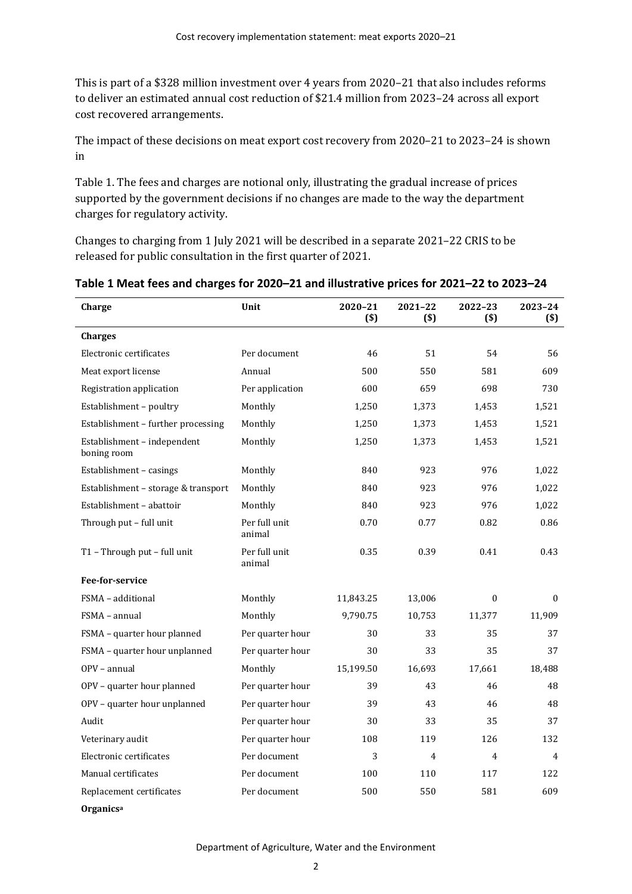This is part of a $328 million investment over 4 years from 2020–21 that also includes reforms to deliver an estimated annual cost reduction of $21.4 million from 2023–24 across all export cost recovered arrangements.

The impact of these decisions on meat export cost recovery from 2020–21 to 2023–24 is shown in

Table 1. The fees and charges are notional only, illustrating the gradual increase of prices supported by the government decisions if no changes are made to the way the department charges for regulatory activity.

Changes to charging from 1 July 2021 will be described in a separate 2021–22 CRIS to be released for public consultation in the first quarter of 2021.

**Table 1 Meat fees and charges for 2020–21 and illustrative prices for 2021–22 to 2023–24**

| Charge | Unit | 2020–21 ($) | 2021–22 ($) | 2022–23 ($) | 2023–24 ($) |
|---|---|---|---|---|---|
| **Charges** | | | | | |
| Electronic certificates | Per document | 46 | 51 | 54 | 56 |
| Meat export license | Annual | 500 | 550 | 581 | 609 |
| Registration application | Per application | 600 | 659 | 698 | 730 |
| Establishment – poultry | Monthly | 1,250 | 1,373 | 1,453 | 1,521 |
| Establishment – further processing | Monthly | 1,250 | 1,373 | 1,453 | 1,521 |
| Establishment – independent boning room | Monthly | 1,250 | 1,373 | 1,453 | 1,521 |
| Establishment – casings | Monthly | 840 | 923 | 976 | 1,022 |
| Establishment – storage & transport | Monthly | 840 | 923 | 976 | 1,022 |
| Establishment – abattoir | Monthly | 840 | 923 | 976 | 1,022 |
| Through put – full unit | Per full unit animal | 0.70 | 0.77 | 0.82 | 0.86 |
| T1 – Through put – full unit | Per full unit animal | 0.35 | 0.39 | 0.41 | 0.43 |
| **Fee-for-service** | | | | | |
| FSMA – additional | Monthly | 11,843.25 | 13,006 | 0 | 0 |
| FSMA – annual | Monthly | 9,790.75 | 10,753 | 11,377 | 11,909 |
| FSMA – quarter hour planned | Per quarter hour | 30 | 33 | 35 | 37 |
| FSMA – quarter hour unplanned | Per quarter hour | 30 | 33 | 35 | 37 |
| OPV – annual | Monthly | 15,199.50 | 16,693 | 17,661 | 18,488 |
| OPV – quarter hour planned | Per quarter hour | 39 | 43 | 46 | 48 |
| OPV – quarter hour unplanned | Per quarter hour | 39 | 43 | 46 | 48 |
| Audit | Per quarter hour | 30 | 33 | 35 | 37 |
| Veterinary audit | Per quarter hour | 108 | 119 | 126 | 132 |
| Electronic certificates | Per document | 3 | 4 | 4 | 4 |
| Manual certificates | Per document | 100 | 110 | 117 | 122 |
| Replacement certificates | Per document | 500 | 550 | 581 | 609 |
| **Organics**[a] | | | | | |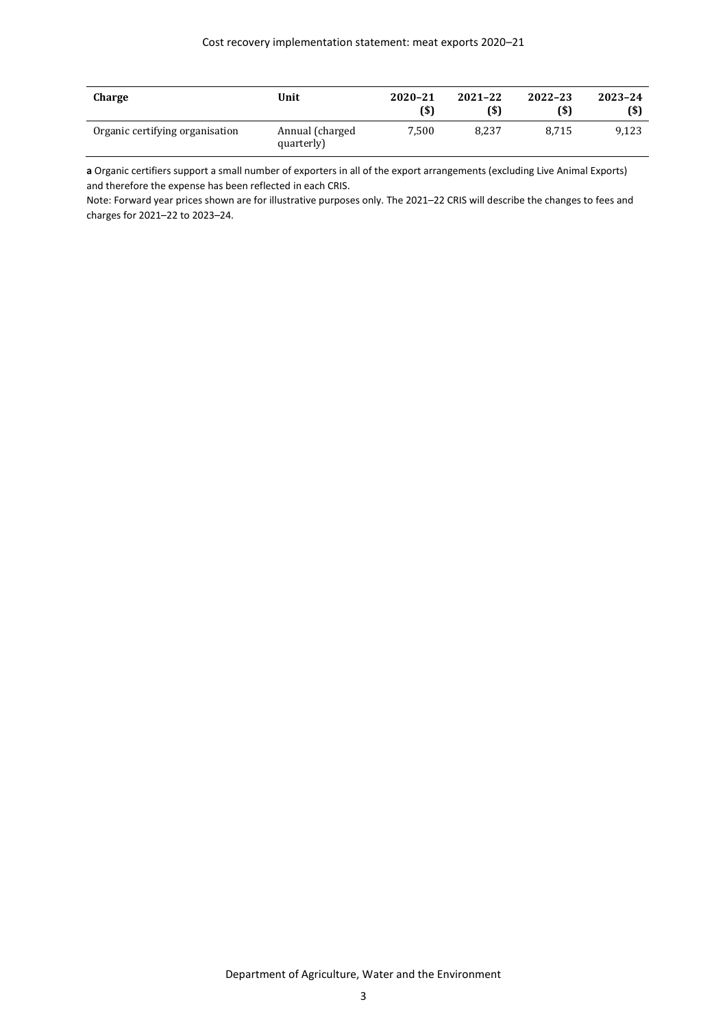| Charge | Unit | 2020–21 ($) | 2021–22 ($) | 2022–23 ($) | 2023–24 ($) |
|---|---|---|---|---|---|
| Organic certifying organisation | Annual (charged quarterly) | 7,500 | 8,237 | 8,715 | 9,123 |

**a** Organic certifiers support a small number of exporters in all of the export arrangements (excluding Live Animal Exports) and therefore the expense has been reflected in each CRIS.

Note: Forward year prices shown are for illustrative purposes only. The 2021–22 CRIS will describe the changes to fees and charges for 2021–22 to 2023–24.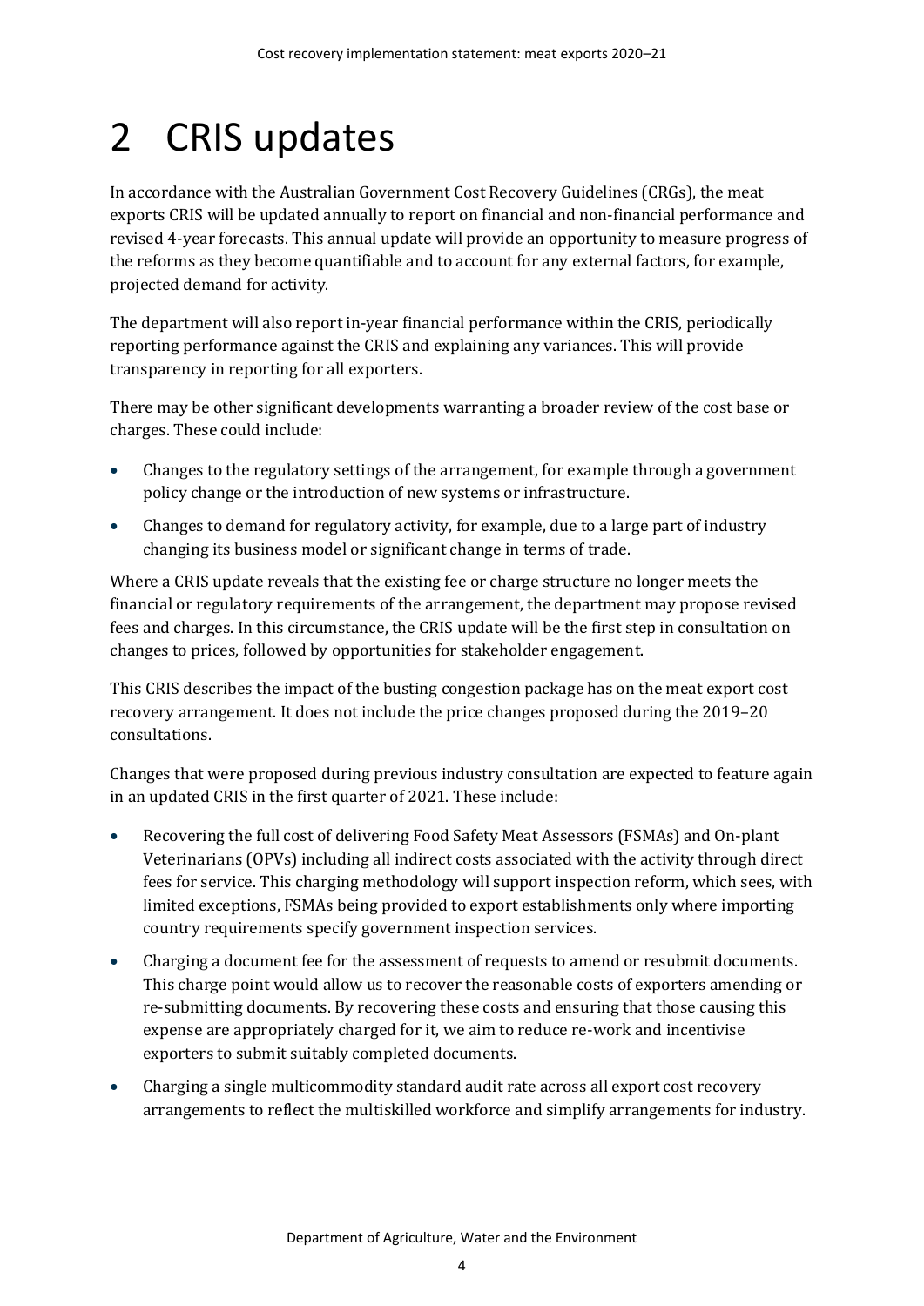# 2 CRIS updates

In accordance with the Australian Government Cost Recovery Guidelines (CRGs), the meat exports CRIS will be updated annually to report on financial and non-financial performance and revised 4-year forecasts. This annual update will provide an opportunity to measure progress of the reforms as they become quantifiable and to account for any external factors, for example, projected demand for activity.

The department will also report in-year financial performance within the CRIS, periodically reporting performance against the CRIS and explaining any variances. This will provide transparency in reporting for all exporters.

There may be other significant developments warranting a broader review of the cost base or charges. These could include:

- Changes to the regulatory settings of the arrangement, for example through a government policy change or the introduction of new systems or infrastructure.
- Changes to demand for regulatory activity, for example, due to a large part of industry changing its business model or significant change in terms of trade.

Where a CRIS update reveals that the existing fee or charge structure no longer meets the financial or regulatory requirements of the arrangement, the department may propose revised fees and charges. In this circumstance, the CRIS update will be the first step in consultation on changes to prices, followed by opportunities for stakeholder engagement.

This CRIS describes the impact of the busting congestion package has on the meat export cost recovery arrangement. It does not include the price changes proposed during the 2019–20 consultations.

Changes that were proposed during previous industry consultation are expected to feature again in an updated CRIS in the first quarter of 2021. These include:

- Recovering the full cost of delivering Food Safety Meat Assessors (FSMAs) and On-plant Veterinarians (OPVs) including all indirect costs associated with the activity through direct fees for service. This charging methodology will support inspection reform, which sees, with limited exceptions, FSMAs being provided to export establishments only where importing country requirements specify government inspection services.
- Charging a document fee for the assessment of requests to amend or resubmit documents. This charge point would allow us to recover the reasonable costs of exporters amending or re-submitting documents. By recovering these costs and ensuring that those causing this expense are appropriately charged for it, we aim to reduce re-work and incentivise exporters to submit suitably completed documents.
- Charging a single multicommodity standard audit rate across all export cost recovery arrangements to reflect the multiskilled workforce and simplify arrangements for industry.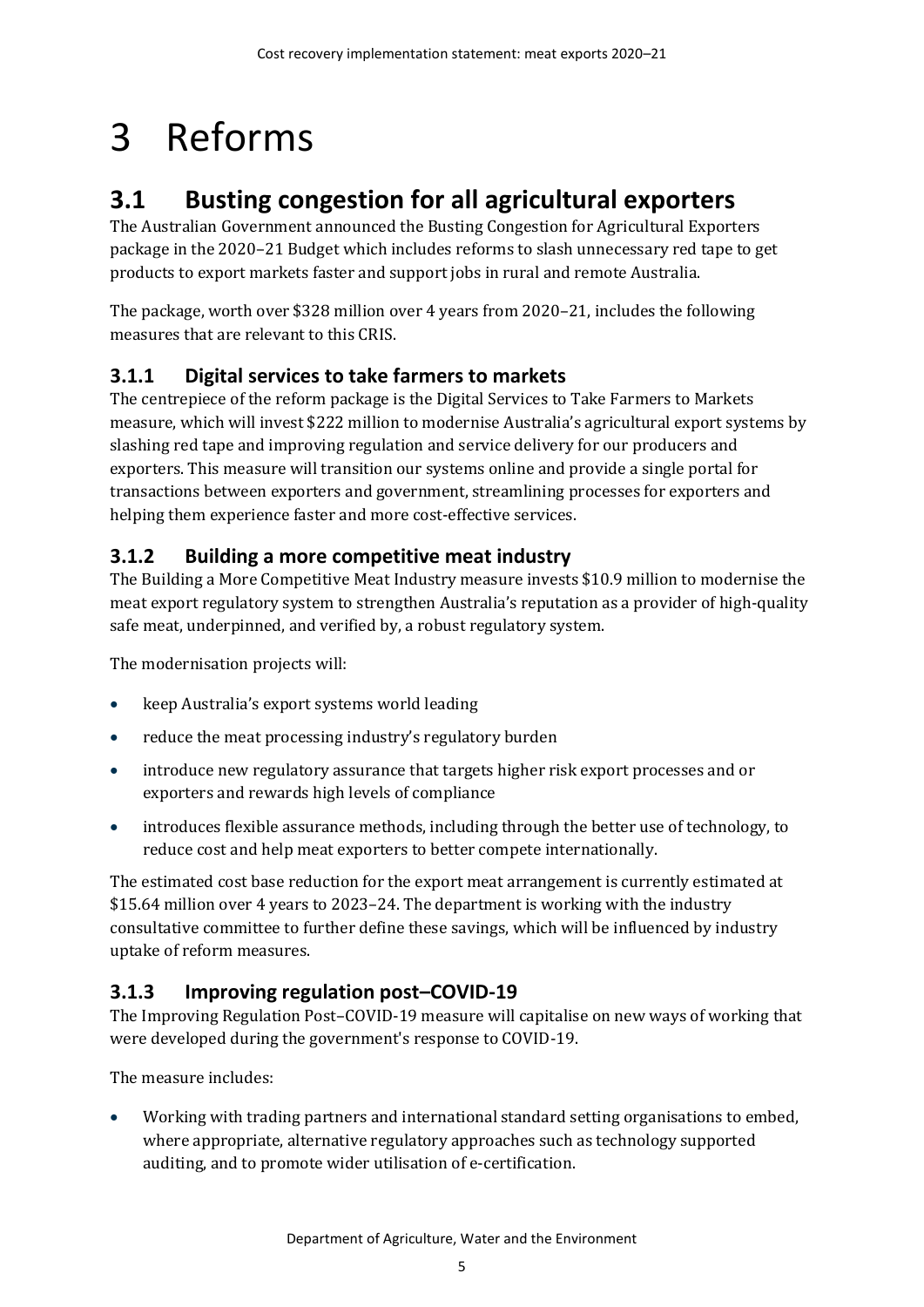# 3 Reforms

## 3.1 Busting congestion for all agricultural exporters

The Australian Government announced the Busting Congestion for Agricultural Exporters package in the 2020–21 Budget which includes reforms to slash unnecessary red tape to get products to export markets faster and support jobs in rural and remote Australia.

The package, worth over $328 million over 4 years from 2020–21, includes the following measures that are relevant to this CRIS.

### 3.1.1 Digital services to take farmers to markets

The centrepiece of the reform package is the Digital Services to Take Farmers to Markets measure, which will invest $222 million to modernise Australia's agricultural export systems by slashing red tape and improving regulation and service delivery for our producers and exporters. This measure will transition our systems online and provide a single portal for transactions between exporters and government, streamlining processes for exporters and helping them experience faster and more cost-effective services.

### 3.1.2 Building a more competitive meat industry

The Building a More Competitive Meat Industry measure invests $10.9 million to modernise the meat export regulatory system to strengthen Australia's reputation as a provider of high-quality safe meat, underpinned, and verified by, a robust regulatory system.

The modernisation projects will:

- keep Australia's export systems world leading
- reduce the meat processing industry's regulatory burden
- introduce new regulatory assurance that targets higher risk export processes and or exporters and rewards high levels of compliance
- introduces flexible assurance methods, including through the better use of technology, to reduce cost and help meat exporters to better compete internationally.

The estimated cost base reduction for the export meat arrangement is currently estimated at $15.64 million over 4 years to 2023–24. The department is working with the industry consultative committee to further define these savings, which will be influenced by industry uptake of reform measures.

### 3.1.3 Improving regulation post–COVID-19

The Improving Regulation Post–COVID-19 measure will capitalise on new ways of working that were developed during the government's response to COVID-19.

The measure includes:

- Working with trading partners and international standard setting organisations to embed, where appropriate, alternative regulatory approaches such as technology supported auditing, and to promote wider utilisation of e-certification.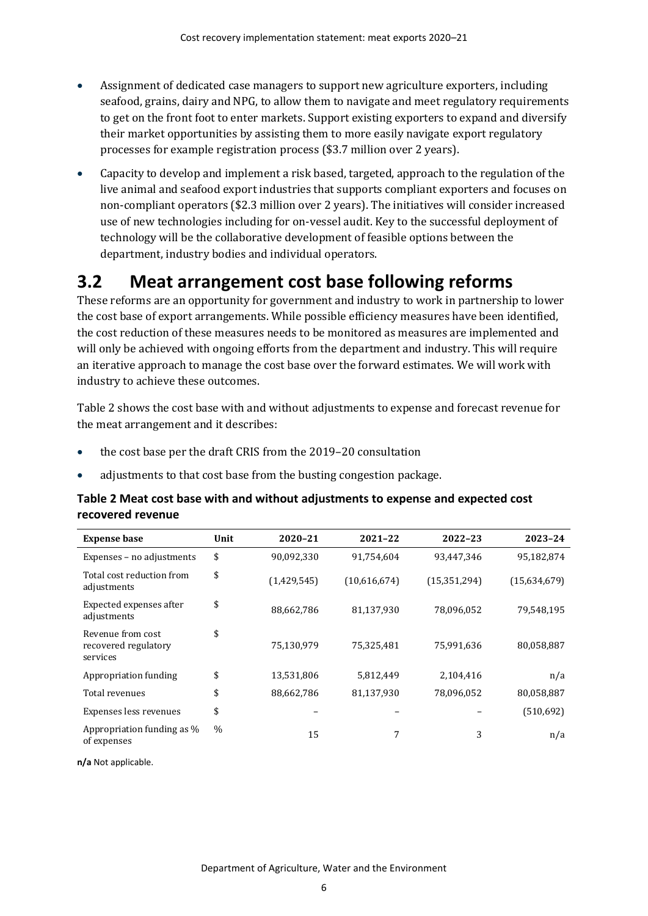- Assignment of dedicated case managers to support new agriculture exporters, including seafood, grains, dairy and NPG, to allow them to navigate and meet regulatory requirements to get on the front foot to enter markets. Support existing exporters to expand and diversify their market opportunities by assisting them to more easily navigate export regulatory processes for example registration process ($3.7 million over 2 years).
- Capacity to develop and implement a risk based, targeted, approach to the regulation of the live animal and seafood export industries that supports compliant exporters and focuses on non-compliant operators ($2.3 million over 2 years). The initiatives will consider increased use of new technologies including for on-vessel audit. Key to the successful deployment of technology will be the collaborative development of feasible options between the department, industry bodies and individual operators.

## 3.2 Meat arrangement cost base following reforms

These reforms are an opportunity for government and industry to work in partnership to lower the cost base of export arrangements. While possible efficiency measures have been identified, the cost reduction of these measures needs to be monitored as measures are implemented and will only be achieved with ongoing efforts from the department and industry. This will require an iterative approach to manage the cost base over the forward estimates. We will work with industry to achieve these outcomes.

Table 2 shows the cost base with and without adjustments to expense and forecast revenue for the meat arrangement and it describes:

- the cost base per the draft CRIS from the 2019–20 consultation
- adjustments to that cost base from the busting congestion package.

**Table 2 Meat cost base with and without adjustments to expense and expected cost recovered revenue**

| Expense base | Unit | 2020–21 | 2021–22 | 2022–23 | 2023–24 |
|---|---|---|---|---|---|
| Expenses – no adjustments | $ | 90,092,330 | 91,754,604 | 93,447,346 | 95,182,874 |
| Total cost reduction from adjustments | $ | (1,429,545) | (10,616,674) | (15,351,294) | (15,634,679) |
| Expected expenses after adjustments | $ | 88,662,786 | 81,137,930 | 78,096,052 | 79,548,195 |
| Revenue from cost recovered regulatory services | $ | 75,130,979 | 75,325,481 | 75,991,636 | 80,058,887 |
| Appropriation funding | $ | 13,531,806 | 5,812,449 | 2,104,416 | n/a |
| Total revenues | $ | 88,662,786 | 81,137,930 | 78,096,052 | 80,058,887 |
| Expenses less revenues | $ | – | – | – | (510,692) |
| Appropriation funding as % of expenses | % | 15 | 7 | 3 | n/a |

**n/a** Not applicable.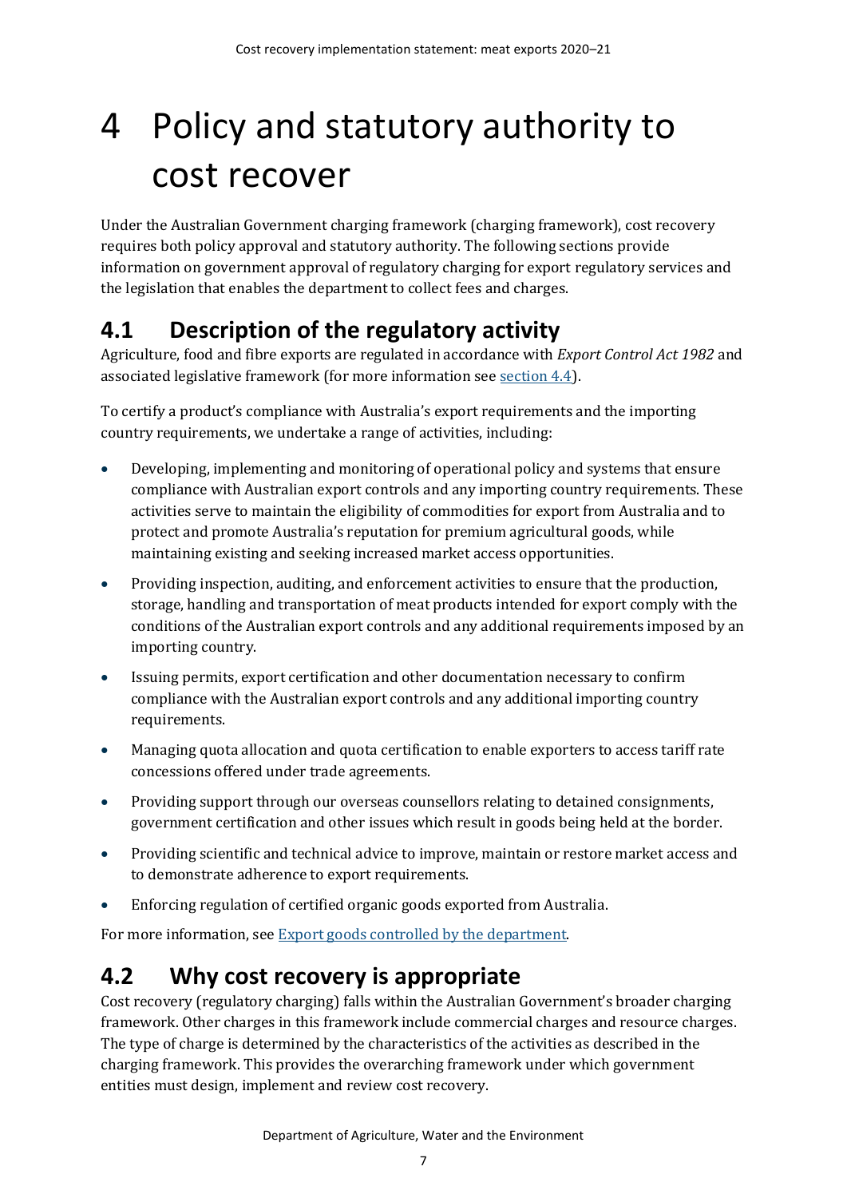# 4 Policy and statutory authority to cost recover

Under the Australian Government charging framework (charging framework), cost recovery requires both policy approval and statutory authority. The following sections provide information on government approval of regulatory charging for export regulatory services and the legislation that enables the department to collect fees and charges.

## 4.1 Description of the regulatory activity

Agriculture, food and fibre exports are regulated in accordance with *Export Control Act 1982* and associated legislative framework (for more information see section 4.4).

To certify a product's compliance with Australia's export requirements and the importing country requirements, we undertake a range of activities, including:

- Developing, implementing and monitoring of operational policy and systems that ensure compliance with Australian export controls and any importing country requirements. These activities serve to maintain the eligibility of commodities for export from Australia and to protect and promote Australia's reputation for premium agricultural goods, while maintaining existing and seeking increased market access opportunities.
- Providing inspection, auditing, and enforcement activities to ensure that the production, storage, handling and transportation of meat products intended for export comply with the conditions of the Australian export controls and any additional requirements imposed by an importing country.
- Issuing permits, export certification and other documentation necessary to confirm compliance with the Australian export controls and any additional importing country requirements.
- Managing quota allocation and quota certification to enable exporters to access tariff rate concessions offered under trade agreements.
- Providing support through our overseas counsellors relating to detained consignments, government certification and other issues which result in goods being held at the border.
- Providing scientific and technical advice to improve, maintain or restore market access and to demonstrate adherence to export requirements.
- Enforcing regulation of certified organic goods exported from Australia.

For more information, see Export goods controlled by the department.

## 4.2 Why cost recovery is appropriate

Cost recovery (regulatory charging) falls within the Australian Government's broader charging framework. Other charges in this framework include commercial charges and resource charges. The type of charge is determined by the characteristics of the activities as described in the charging framework. This provides the overarching framework under which government entities must design, implement and review cost recovery.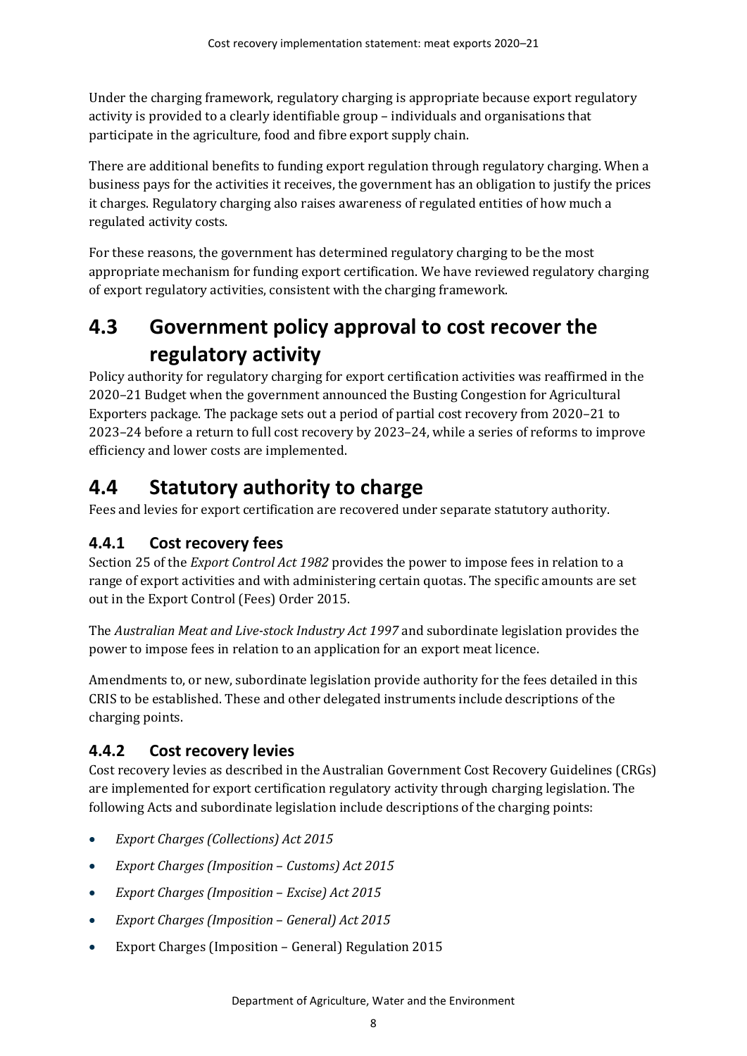Under the charging framework, regulatory charging is appropriate because export regulatory activity is provided to a clearly identifiable group – individuals and organisations that participate in the agriculture, food and fibre export supply chain.

There are additional benefits to funding export regulation through regulatory charging. When a business pays for the activities it receives, the government has an obligation to justify the prices it charges. Regulatory charging also raises awareness of regulated entities of how much a regulated activity costs.

For these reasons, the government has determined regulatory charging to be the most appropriate mechanism for funding export certification. We have reviewed regulatory charging of export regulatory activities, consistent with the charging framework.

## 4.3 Government policy approval to cost recover the regulatory activity

Policy authority for regulatory charging for export certification activities was reaffirmed in the 2020–21 Budget when the government announced the Busting Congestion for Agricultural Exporters package. The package sets out a period of partial cost recovery from 2020–21 to 2023–24 before a return to full cost recovery by 2023–24, while a series of reforms to improve efficiency and lower costs are implemented.

## 4.4 Statutory authority to charge

Fees and levies for export certification are recovered under separate statutory authority.

### 4.4.1 Cost recovery fees

Section 25 of the *Export Control Act 1982* provides the power to impose fees in relation to a range of export activities and with administering certain quotas. The specific amounts are set out in the Export Control (Fees) Order 2015.

The *Australian Meat and Live-stock Industry Act 1997* and subordinate legislation provides the power to impose fees in relation to an application for an export meat licence.

Amendments to, or new, subordinate legislation provide authority for the fees detailed in this CRIS to be established. These and other delegated instruments include descriptions of the charging points.

### 4.4.2 Cost recovery levies

Cost recovery levies as described in the Australian Government Cost Recovery Guidelines (CRGs) are implemented for export certification regulatory activity through charging legislation. The following Acts and subordinate legislation include descriptions of the charging points:

- *Export Charges (Collections) Act 2015*
- *Export Charges (Imposition – Customs) Act 2015*
- *Export Charges (Imposition – Excise) Act 2015*
- *Export Charges (Imposition – General) Act 2015*
- Export Charges (Imposition – General) Regulation 2015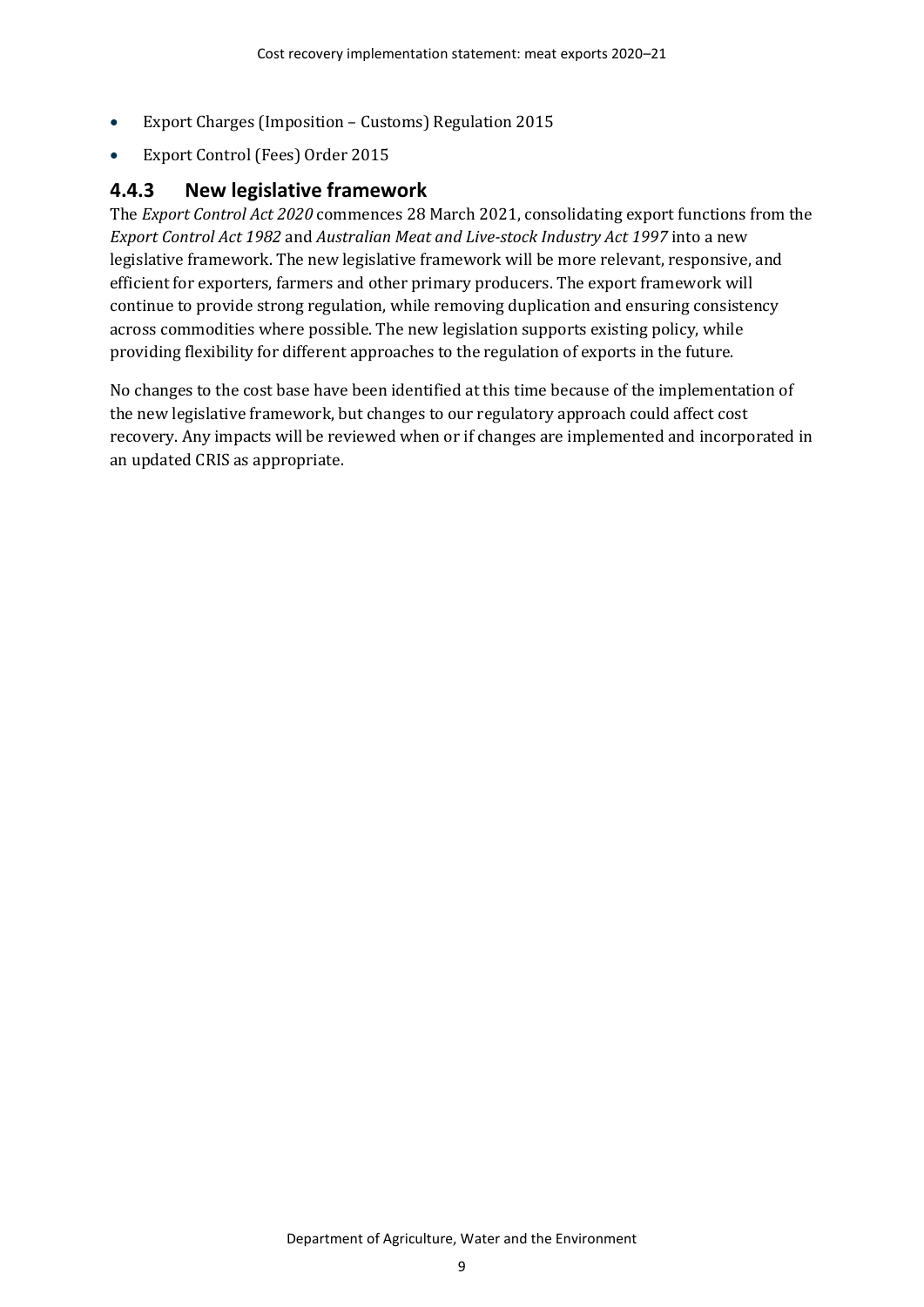- Export Charges (Imposition – Customs) Regulation 2015
- Export Control (Fees) Order 2015

### 4.4.3 New legislative framework

The *Export Control Act 2020* commences 28 March 2021, consolidating export functions from the *Export Control Act 1982* and *Australian Meat and Live-stock Industry Act 1997* into a new legislative framework. The new legislative framework will be more relevant, responsive, and efficient for exporters, farmers and other primary producers. The export framework will continue to provide strong regulation, while removing duplication and ensuring consistency across commodities where possible. The new legislation supports existing policy, while providing flexibility for different approaches to the regulation of exports in the future.

No changes to the cost base have been identified at this time because of the implementation of the new legislative framework, but changes to our regulatory approach could affect cost recovery. Any impacts will be reviewed when or if changes are implemented and incorporated in an updated CRIS as appropriate.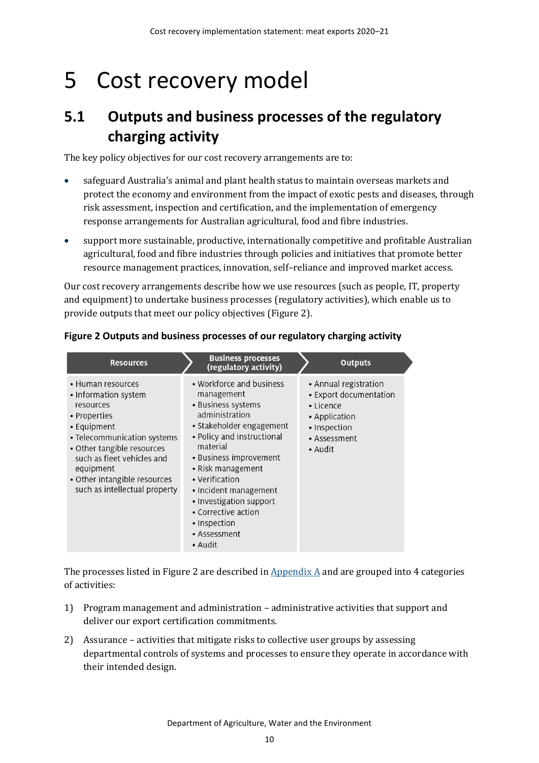# 5 Cost recovery model

## 5.1 Outputs and business processes of the regulatory charging activity

The key policy objectives for our cost recovery arrangements are to:

- safeguard Australia's animal and plant health status to maintain overseas markets and protect the economy and environment from the impact of exotic pests and diseases, through risk assessment, inspection and certification, and the implementation of emergency response arrangements for Australian agricultural, food and fibre industries.
- support more sustainable, productive, internationally competitive and profitable Australian agricultural, food and fibre industries through policies and initiatives that promote better resource management practices, innovation, self–reliance and improved market access.

Our cost recovery arrangements describe how we use resources (such as people, IT, property and equipment) to undertake business processes (regulatory activities), which enable us to provide outputs that meet our policy objectives (Figure 2).

**Figure 2 Outputs and business processes of our regulatory charging activity**

| Resources | Business processes (regulatory activity) | Outputs |
| --- | --- | --- |
| • Human resources<br>• Information system resources<br>• Properties<br>• Equipment<br>• Telecommunication systems<br>• Other tangible resources such as fleet vehicles and equipment<br>• Other intangible resources such as intellectual property | • Workforce and business management<br>• Business systems administration<br>• Stakeholder engagement<br>• Policy and instructional material<br>• Business improvement<br>• Risk management<br>• Verification<br>• Incident management<br>• Investigation support<br>• Corrective action<br>• Inspection<br>• Assessment<br>• Audit | • Annual registration<br>• Export documentation<br>• Licence<br>• Application<br>• Inspection<br>• Assessment<br>• Audit |

The processes listed in Figure 2 are described in Appendix A and are grouped into 4 categories of activities:

1) Program management and administration – administrative activities that support and deliver our export certification commitments.
2) Assurance – activities that mitigate risks to collective user groups by assessing departmental controls of systems and processes to ensure they operate in accordance with their intended design.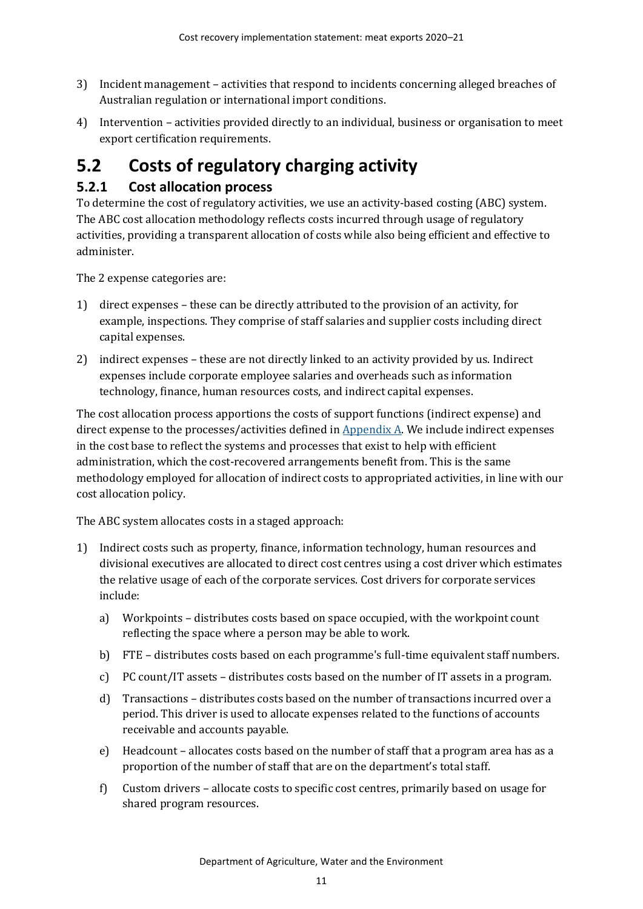3) Incident management – activities that respond to incidents concerning alleged breaches of Australian regulation or international import conditions.

4) Intervention – activities provided directly to an individual, business or organisation to meet export certification requirements.

## 5.2 Costs of regulatory charging activity

### 5.2.1 Cost allocation process

To determine the cost of regulatory activities, we use an activity-based costing (ABC) system. The ABC cost allocation methodology reflects costs incurred through usage of regulatory activities, providing a transparent allocation of costs while also being efficient and effective to administer.

The 2 expense categories are:

1) direct expenses – these can be directly attributed to the provision of an activity, for example, inspections. They comprise of staff salaries and supplier costs including direct capital expenses.

2) indirect expenses – these are not directly linked to an activity provided by us. Indirect expenses include corporate employee salaries and overheads such as information technology, finance, human resources costs, and indirect capital expenses.

The cost allocation process apportions the costs of support functions (indirect expense) and direct expense to the processes/activities defined in [Appendix A](#). We include indirect expenses in the cost base to reflect the systems and processes that exist to help with efficient administration, which the cost-recovered arrangements benefit from. This is the same methodology employed for allocation of indirect costs to appropriated activities, in line with our cost allocation policy.

The ABC system allocates costs in a staged approach:

1) Indirect costs such as property, finance, information technology, human resources and divisional executives are allocated to direct cost centres using a cost driver which estimates the relative usage of each of the corporate services. Cost drivers for corporate services include:

   a) Workpoints – distributes costs based on space occupied, with the workpoint count reflecting the space where a person may be able to work.

   b) FTE – distributes costs based on each programme's full-time equivalent staff numbers.

   c) PC count/IT assets – distributes costs based on the number of IT assets in a program.

   d) Transactions – distributes costs based on the number of transactions incurred over a period. This driver is used to allocate expenses related to the functions of accounts receivable and accounts payable.

   e) Headcount – allocates costs based on the number of staff that a program area has as a proportion of the number of staff that are on the department's total staff.

   f) Custom drivers – allocate costs to specific cost centres, primarily based on usage for shared program resources.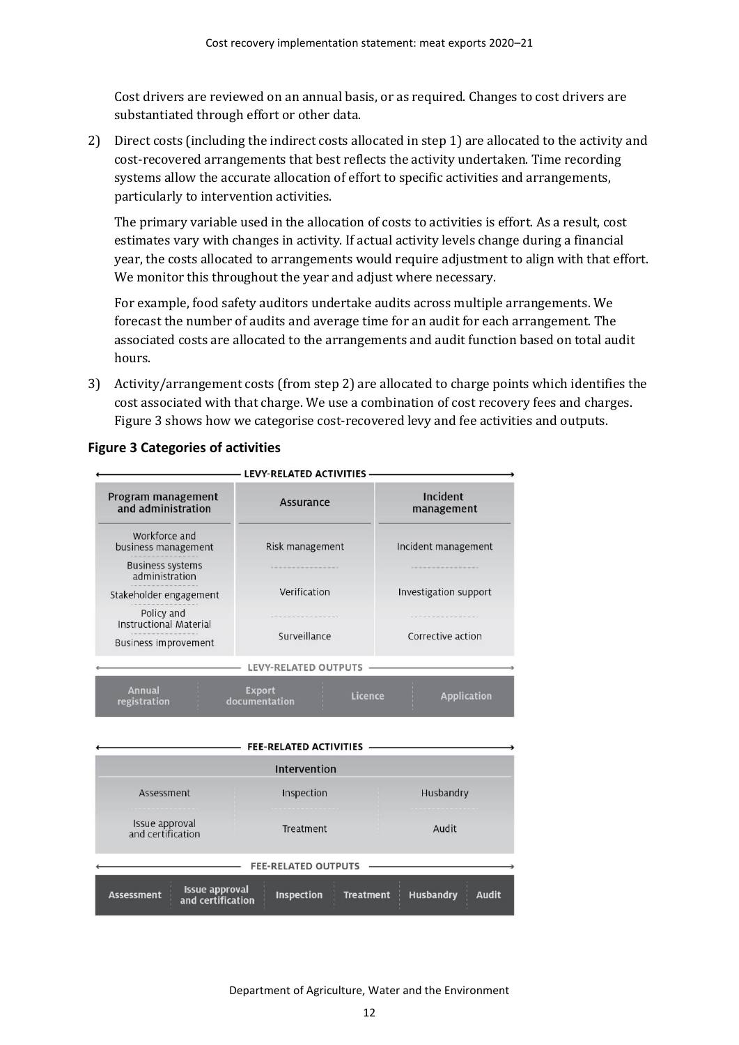Cost drivers are reviewed on an annual basis, or as required. Changes to cost drivers are substantiated through effort or other data.

2) Direct costs (including the indirect costs allocated in step 1) are allocated to the activity and cost-recovered arrangements that best reflects the activity undertaken. Time recording systems allow the accurate allocation of effort to specific activities and arrangements, particularly to intervention activities.

   The primary variable used in the allocation of costs to activities is effort. As a result, cost estimates vary with changes in activity. If actual activity levels change during a financial year, the costs allocated to arrangements would require adjustment to align with that effort. We monitor this throughout the year and adjust where necessary.

   For example, food safety auditors undertake audits across multiple arrangements. We forecast the number of audits and average time for an audit for each arrangement. The associated costs are allocated to the arrangements and audit function based on total audit hours.

3) Activity/arrangement costs (from step 2) are allocated to charge points which identifies the cost associated with that charge. We use a combination of cost recovery fees and charges. Figure 3 shows how we categorise cost-recovered levy and fee activities and outputs.

**Figure 3 Categories of activities**

**LEVY-RELATED ACTIVITIES**

| Program management and administration | Assurance | Incident management |
|---|---|---|
| Workforce and business management | Risk management | Incident management |
| Business systems administration | Verification | Investigation support |
| Stakeholder engagement | Surveillance | Corrective action |
| Policy and Instructional Material | | |
| Business improvement | | |

**LEVY-RELATED OUTPUTS**

| Annual registration | Export documentation | Licence | Application |
|---|---|---|---|

**FEE-RELATED ACTIVITIES**

| Intervention | | |
|---|---|---|
| Assessment | Inspection | Husbandry |
| Issue approval and certification | Treatment | Audit |

**FEE-RELATED OUTPUTS**

| Assessment | Issue approval and certification | Inspection | Treatment | Husbandry | Audit |
|---|---|---|---|---|---|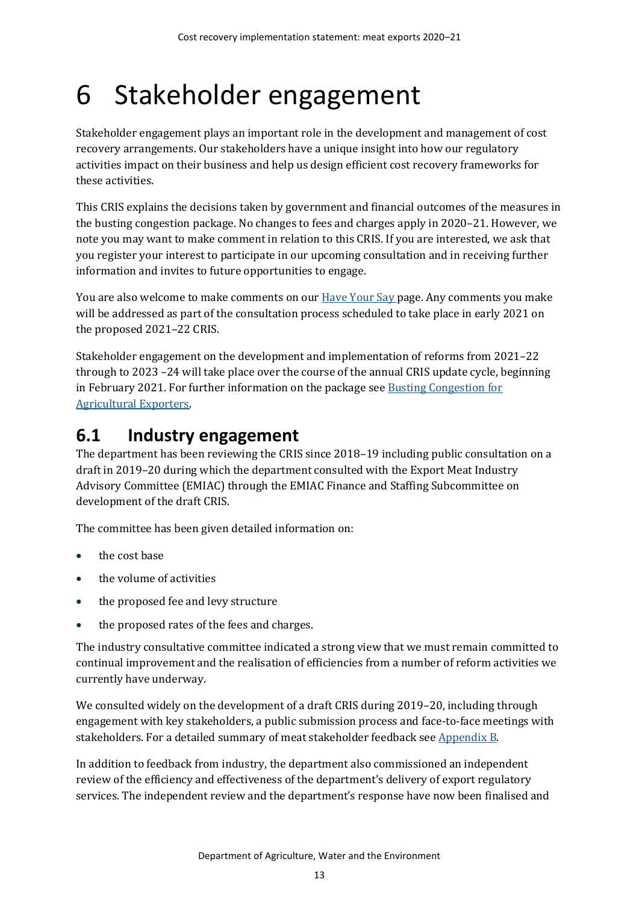# 6 Stakeholder engagement

Stakeholder engagement plays an important role in the development and management of cost recovery arrangements. Our stakeholders have a unique insight into how our regulatory activities impact on their business and help us design efficient cost recovery frameworks for these activities.

This CRIS explains the decisions taken by government and financial outcomes of the measures in the busting congestion package. No changes to fees and charges apply in 2020–21. However, we note you may want to make comment in relation to this CRIS. If you are interested, we ask that you register your interest to participate in our upcoming consultation and in receiving further information and invites to future opportunities to engage.

You are also welcome to make comments on our [Have Your Say](#) page. Any comments you make will be addressed as part of the consultation process scheduled to take place in early 2021 on the proposed 2021–22 CRIS.

Stakeholder engagement on the development and implementation of reforms from 2021–22 through to 2023 –24 will take place over the course of the annual CRIS update cycle, beginning in February 2021. For further information on the package see [Busting Congestion for Agricultural Exporters](#).

## 6.1 Industry engagement

The department has been reviewing the CRIS since 2018–19 including public consultation on a draft in 2019–20 during which the department consulted with the Export Meat Industry Advisory Committee (EMIAC) through the EMIAC Finance and Staffing Subcommittee on development of the draft CRIS.

The committee has been given detailed information on:

- the cost base
- the volume of activities
- the proposed fee and levy structure
- the proposed rates of the fees and charges.

The industry consultative committee indicated a strong view that we must remain committed to continual improvement and the realisation of efficiencies from a number of reform activities we currently have underway.

We consulted widely on the development of a draft CRIS during 2019–20, including through engagement with key stakeholders, a public submission process and face-to-face meetings with stakeholders. For a detailed summary of meat stakeholder feedback see [Appendix B](#).

In addition to feedback from industry, the department also commissioned an independent review of the efficiency and effectiveness of the department's delivery of export regulatory services. The independent review and the department's response have now been finalised and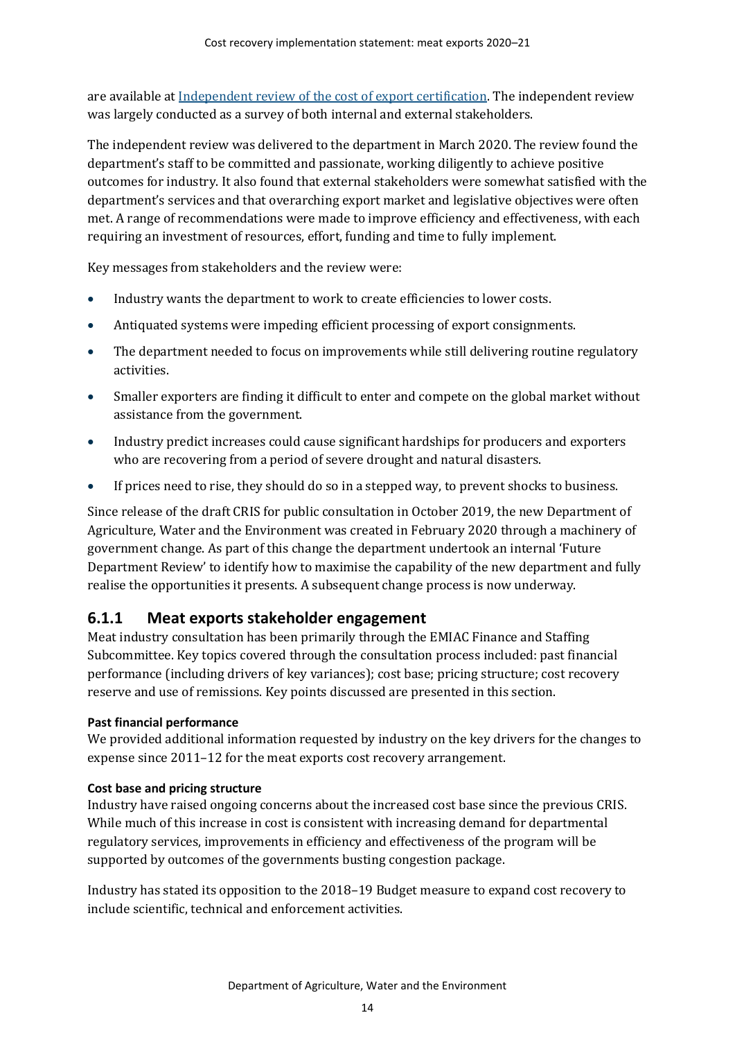are available at [Independent review of the cost of export certification](). The independent review was largely conducted as a survey of both internal and external stakeholders.

The independent review was delivered to the department in March 2020. The review found the department's staff to be committed and passionate, working diligently to achieve positive outcomes for industry. It also found that external stakeholders were somewhat satisfied with the department's services and that overarching export market and legislative objectives were often met. A range of recommendations were made to improve efficiency and effectiveness, with each requiring an investment of resources, effort, funding and time to fully implement.

Key messages from stakeholders and the review were:

- Industry wants the department to work to create efficiencies to lower costs.
- Antiquated systems were impeding efficient processing of export consignments.
- The department needed to focus on improvements while still delivering routine regulatory activities.
- Smaller exporters are finding it difficult to enter and compete on the global market without assistance from the government.
- Industry predict increases could cause significant hardships for producers and exporters who are recovering from a period of severe drought and natural disasters.
- If prices need to rise, they should do so in a stepped way, to prevent shocks to business.

Since release of the draft CRIS for public consultation in October 2019, the new Department of Agriculture, Water and the Environment was created in February 2020 through a machinery of government change. As part of this change the department undertook an internal 'Future Department Review' to identify how to maximise the capability of the new department and fully realise the opportunities it presents. A subsequent change process is now underway.

### 6.1.1 Meat exports stakeholder engagement

Meat industry consultation has been primarily through the EMIAC Finance and Staffing Subcommittee. Key topics covered through the consultation process included: past financial performance (including drivers of key variances); cost base; pricing structure; cost recovery reserve and use of remissions. Key points discussed are presented in this section.

#### Past financial performance

We provided additional information requested by industry on the key drivers for the changes to expense since 2011–12 for the meat exports cost recovery arrangement.

#### Cost base and pricing structure

Industry have raised ongoing concerns about the increased cost base since the previous CRIS. While much of this increase in cost is consistent with increasing demand for departmental regulatory services, improvements in efficiency and effectiveness of the program will be supported by outcomes of the governments busting congestion package.

Industry has stated its opposition to the 2018–19 Budget measure to expand cost recovery to include scientific, technical and enforcement activities.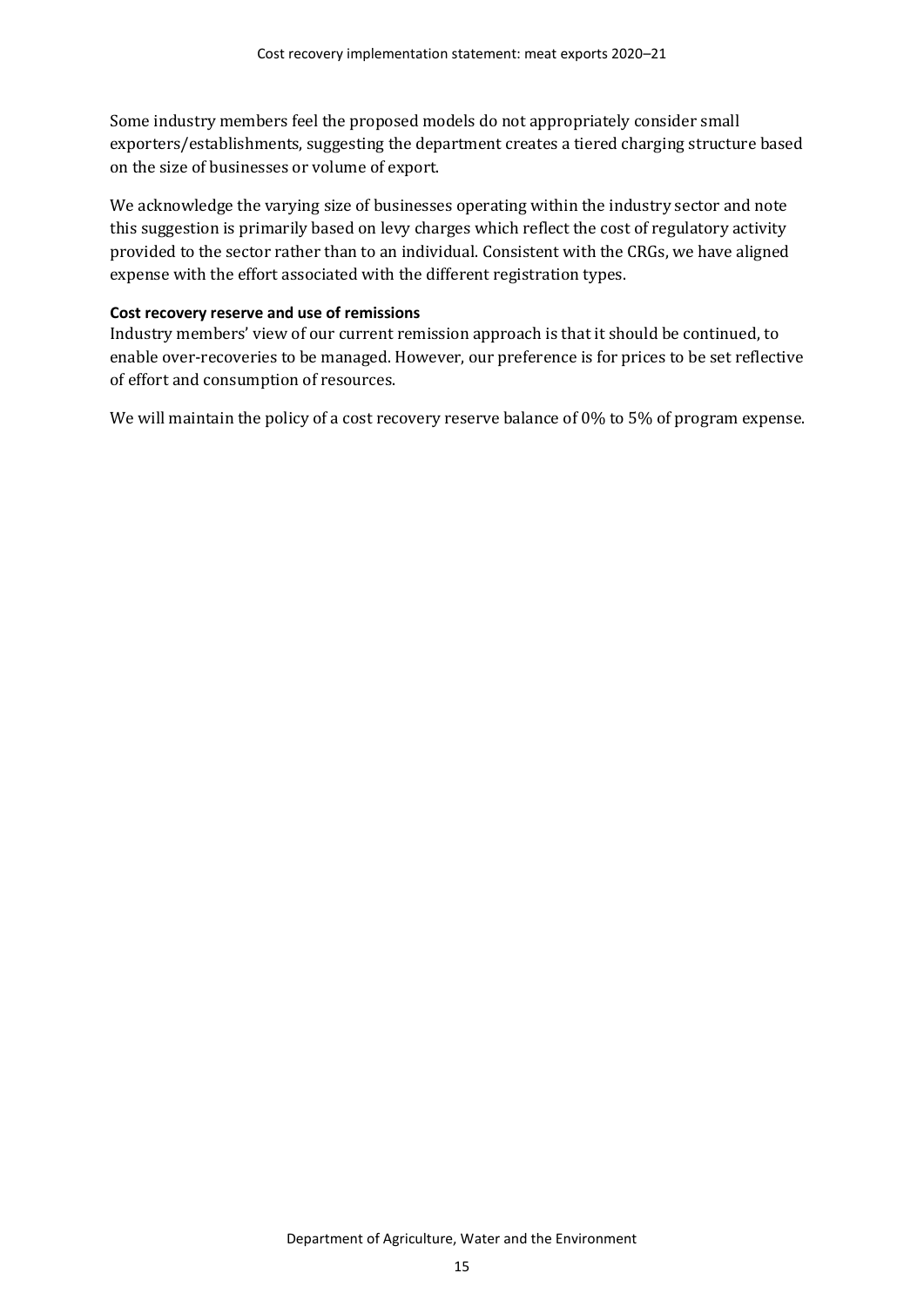Some industry members feel the proposed models do not appropriately consider small exporters/establishments, suggesting the department creates a tiered charging structure based on the size of businesses or volume of export.

We acknowledge the varying size of businesses operating within the industry sector and note this suggestion is primarily based on levy charges which reflect the cost of regulatory activity provided to the sector rather than to an individual. Consistent with the CRGs, we have aligned expense with the effort associated with the different registration types.

**Cost recovery reserve and use of remissions**

Industry members' view of our current remission approach is that it should be continued, to enable over-recoveries to be managed. However, our preference is for prices to be set reflective of effort and consumption of resources.

We will maintain the policy of a cost recovery reserve balance of 0% to 5% of program expense.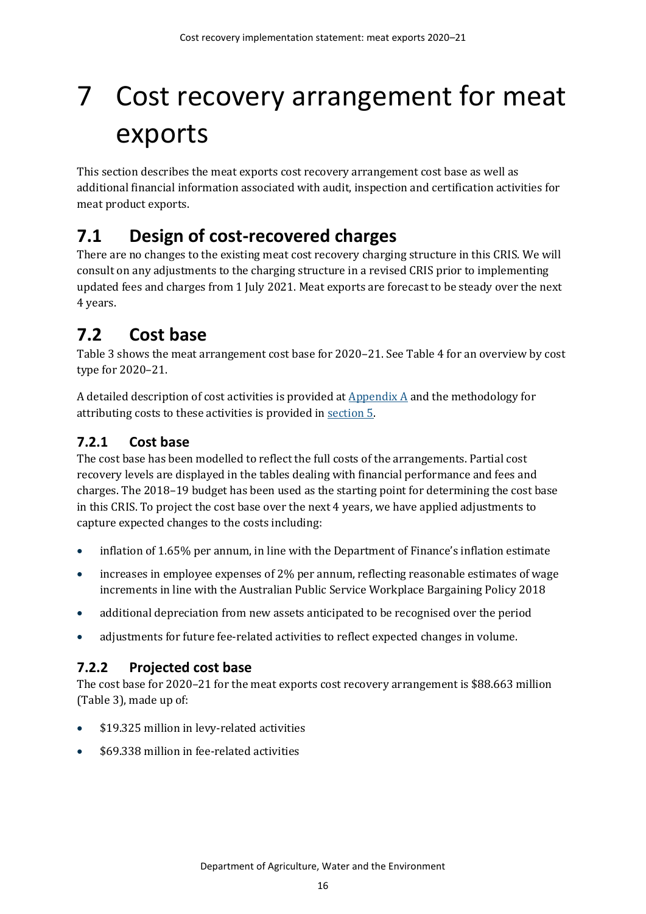# 7 Cost recovery arrangement for meat exports

This section describes the meat exports cost recovery arrangement cost base as well as additional financial information associated with audit, inspection and certification activities for meat product exports.

## 7.1 Design of cost-recovered charges

There are no changes to the existing meat cost recovery charging structure in this CRIS. We will consult on any adjustments to the charging structure in a revised CRIS prior to implementing updated fees and charges from 1 July 2021. Meat exports are forecast to be steady over the next 4 years.

## 7.2 Cost base

Table 3 shows the meat arrangement cost base for 2020–21. See Table 4 for an overview by cost type for 2020–21.

A detailed description of cost activities is provided at Appendix A and the methodology for attributing costs to these activities is provided in section 5.

### 7.2.1 Cost base

The cost base has been modelled to reflect the full costs of the arrangements. Partial cost recovery levels are displayed in the tables dealing with financial performance and fees and charges. The 2018–19 budget has been used as the starting point for determining the cost base in this CRIS. To project the cost base over the next 4 years, we have applied adjustments to capture expected changes to the costs including:

- inflation of 1.65% per annum, in line with the Department of Finance's inflation estimate
- increases in employee expenses of 2% per annum, reflecting reasonable estimates of wage increments in line with the Australian Public Service Workplace Bargaining Policy 2018
- additional depreciation from new assets anticipated to be recognised over the period
- adjustments for future fee-related activities to reflect expected changes in volume.

### 7.2.2 Projected cost base

The cost base for 2020–21 for the meat exports cost recovery arrangement is $88.663 million (Table 3), made up of:

- $19.325 million in levy-related activities
- $69.338 million in fee-related activities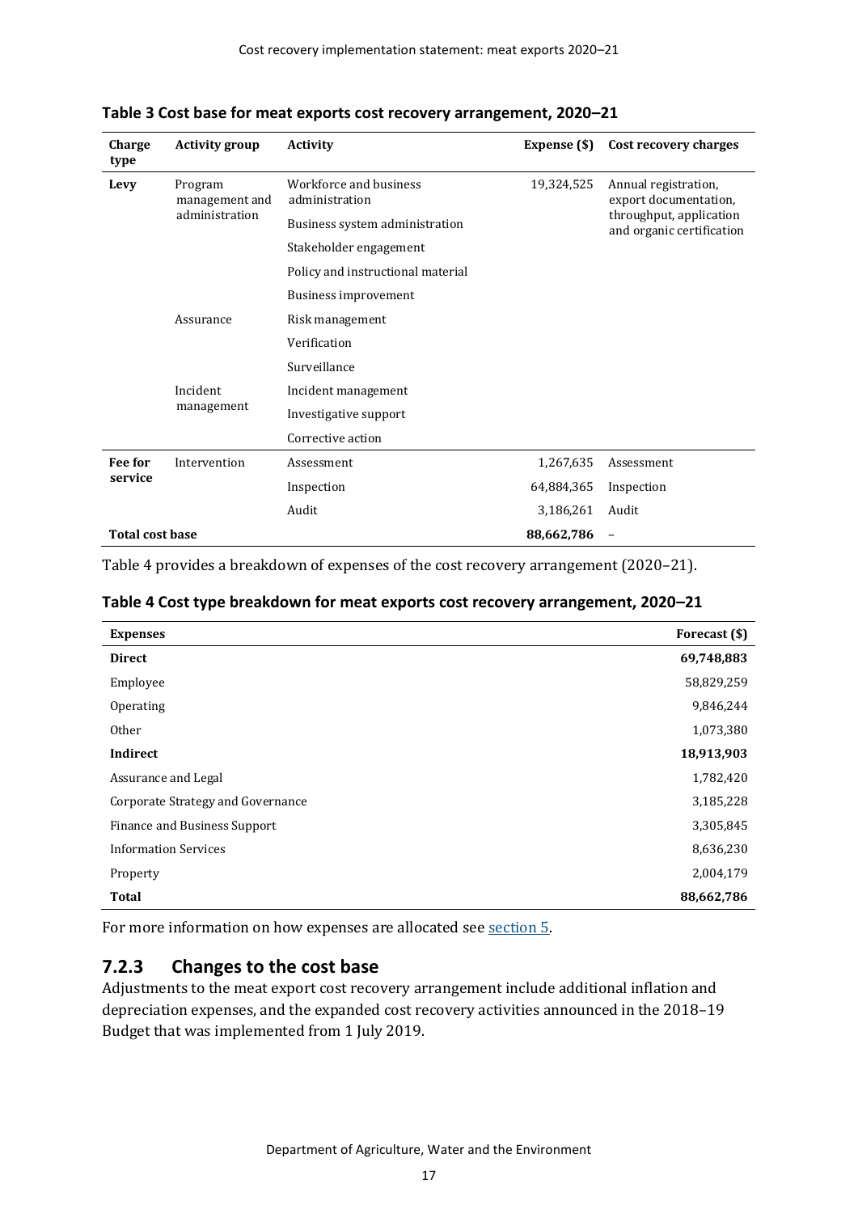**Table 3 Cost base for meat exports cost recovery arrangement, 2020–21**

| Charge type | Activity group | Activity | Expense ($) | Cost recovery charges |
|---|---|---|---|---|
| **Levy** | Program management and administration | Workforce and business administration | 19,324,525 | Annual registration, export documentation, throughput, application and organic certification |
| | | Business system administration | | |
| | | Stakeholder engagement | | |
| | | Policy and instructional material | | |
| | | Business improvement | | |
| | Assurance | Risk management | | |
| | | Verification | | |
| | | Surveillance | | |
| | Incident management | Incident management | | |
| | | Investigative support | | |
| | | Corrective action | | |
| **Fee for service** | Intervention | Assessment | 1,267,635 | Assessment |
| | | Inspection | 64,884,365 | Inspection |
| | | Audit | 3,186,261 | Audit |
| **Total cost base** | | | **88,662,786** | – |

Table 4 provides a breakdown of expenses of the cost recovery arrangement (2020–21).

**Table 4 Cost type breakdown for meat exports cost recovery arrangement, 2020–21**

| Expenses | Forecast ($) |
|---|---|
| **Direct** | **69,748,883** |
| Employee | 58,829,259 |
| Operating | 9,846,244 |
| Other | 1,073,380 |
| **Indirect** | **18,913,903** |
| Assurance and Legal | 1,782,420 |
| Corporate Strategy and Governance | 3,185,228 |
| Finance and Business Support | 3,305,845 |
| Information Services | 8,636,230 |
| Property | 2,004,179 |
| **Total** | **88,662,786** |

For more information on how expenses are allocated see section 5.

### 7.2.3 Changes to the cost base

Adjustments to the meat export cost recovery arrangement include additional inflation and depreciation expenses, and the expanded cost recovery activities announced in the 2018–19 Budget that was implemented from 1 July 2019.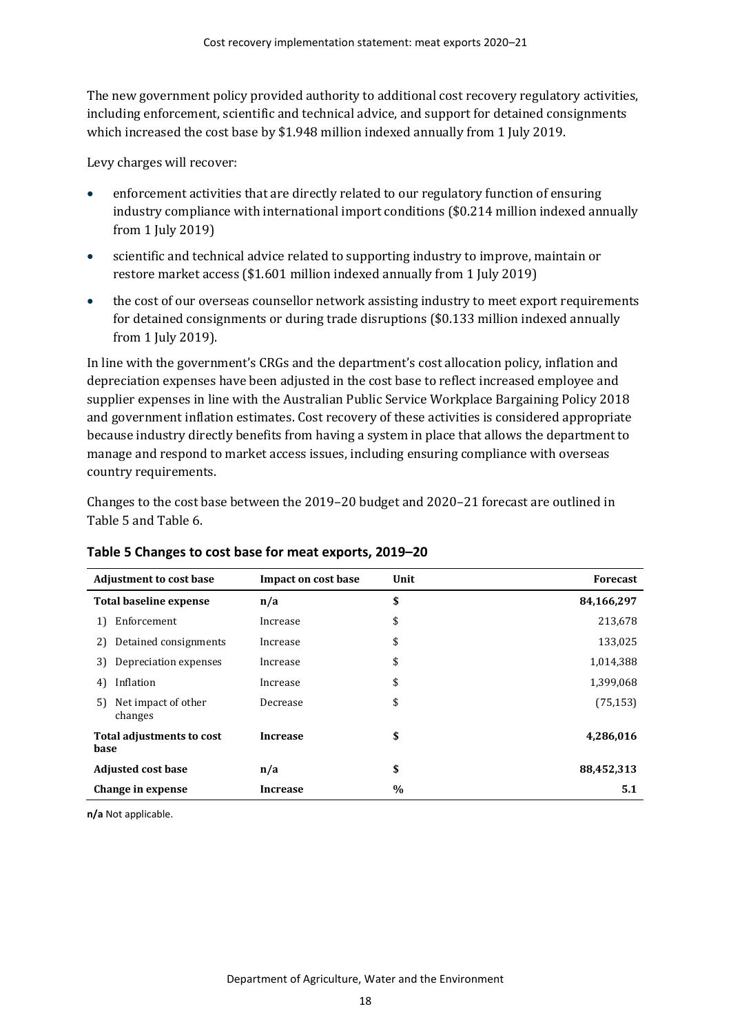The new government policy provided authority to additional cost recovery regulatory activities, including enforcement, scientific and technical advice, and support for detained consignments which increased the cost base by $1.948 million indexed annually from 1 July 2019.

Levy charges will recover:

- enforcement activities that are directly related to our regulatory function of ensuring industry compliance with international import conditions ($0.214 million indexed annually from 1 July 2019)
- scientific and technical advice related to supporting industry to improve, maintain or restore market access ($1.601 million indexed annually from 1 July 2019)
- the cost of our overseas counsellor network assisting industry to meet export requirements for detained consignments or during trade disruptions ($0.133 million indexed annually from 1 July 2019).

In line with the government's CRGs and the department's cost allocation policy, inflation and depreciation expenses have been adjusted in the cost base to reflect increased employee and supplier expenses in line with the Australian Public Service Workplace Bargaining Policy 2018 and government inflation estimates. Cost recovery of these activities is considered appropriate because industry directly benefits from having a system in place that allows the department to manage and respond to market access issues, including ensuring compliance with overseas country requirements.

Changes to the cost base between the 2019–20 budget and 2020–21 forecast are outlined in Table 5 and Table 6.

**Table 5 Changes to cost base for meat exports, 2019–20**

| Adjustment to cost base | Impact on cost base | Unit | Forecast |
|---|---|---|---|
| **Total baseline expense** | **n/a** | **$** | **84,166,297** |
| 1) Enforcement | Increase | $ | 213,678 |
| 2) Detained consignments | Increase | $ | 133,025 |
| 3) Depreciation expenses | Increase | $ | 1,014,388 |
| 4) Inflation | Increase | $ | 1,399,068 |
| 5) Net impact of other changes | Decrease | $ | (75,153) |
| **Total adjustments to cost base** | **Increase** | **$** | **4,286,016** |
| **Adjusted cost base** | **n/a** | **$** | **88,452,313** |
| **Change in expense** | **Increase** | **%** | **5.1** |

**n/a** Not applicable.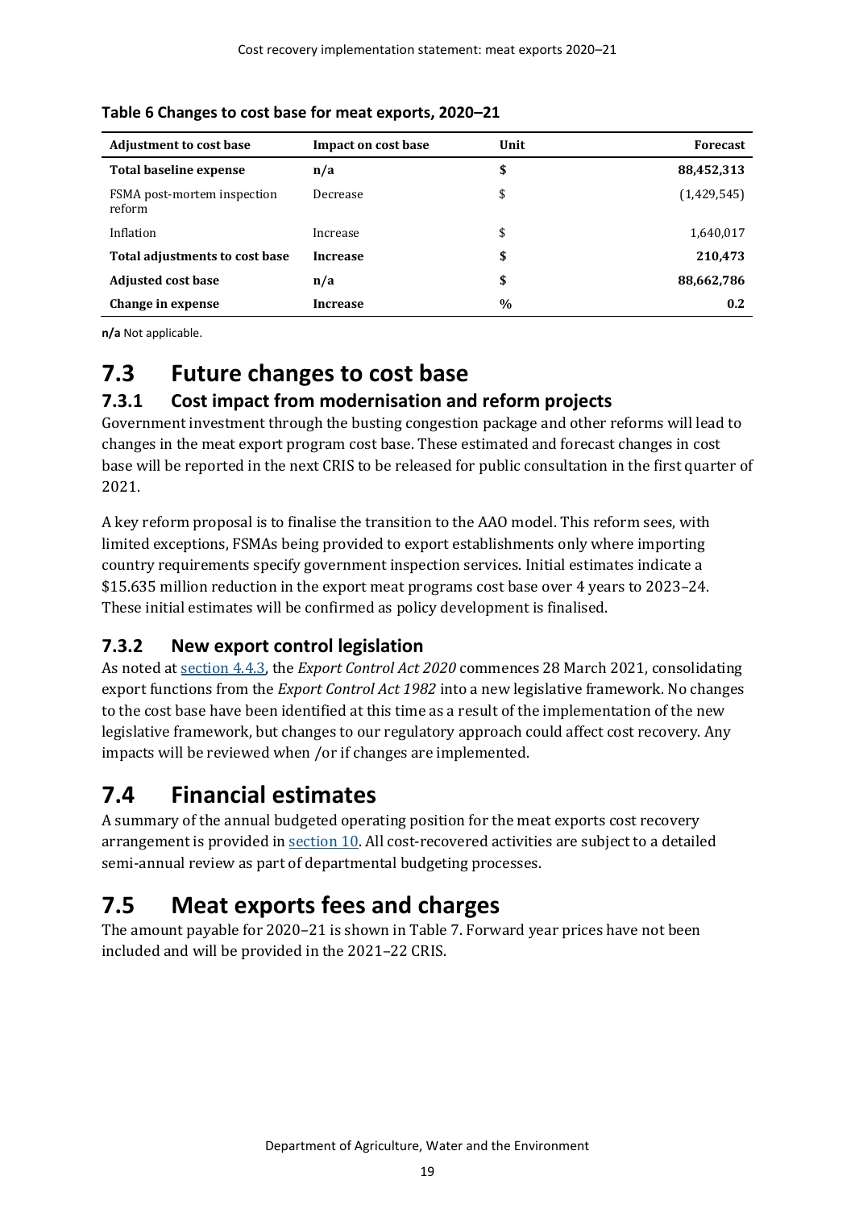**Table 6 Changes to cost base for meat exports, 2020–21**

| Adjustment to cost base | Impact on cost base | Unit | Forecast |
| --- | --- | --- | --- |
| **Total baseline expense** | **n/a** | **$** | **88,452,313** |
| FSMA post-mortem inspection reform | Decrease | $ | (1,429,545) |
| Inflation | Increase | $ | 1,640,017 |
| **Total adjustments to cost base** | **Increase** | **$** | **210,473** |
| **Adjusted cost base** | **n/a** | **$** | **88,662,786** |
| **Change in expense** | **Increase** | **%** | **0.2** |

**n/a** Not applicable.

# 7.3 Future changes to cost base

## 7.3.1 Cost impact from modernisation and reform projects

Government investment through the busting congestion package and other reforms will lead to changes in the meat export program cost base. These estimated and forecast changes in cost base will be reported in the next CRIS to be released for public consultation in the first quarter of 2021.

A key reform proposal is to finalise the transition to the AAO model. This reform sees, with limited exceptions, FSMAs being provided to export establishments only where importing country requirements specify government inspection services. Initial estimates indicate a $15.635 million reduction in the export meat programs cost base over 4 years to 2023–24. These initial estimates will be confirmed as policy development is finalised.

## 7.3.2 New export control legislation

As noted at section 4.4.3, the *Export Control Act 2020* commences 28 March 2021, consolidating export functions from the *Export Control Act 1982* into a new legislative framework. No changes to the cost base have been identified at this time as a result of the implementation of the new legislative framework, but changes to our regulatory approach could affect cost recovery. Any impacts will be reviewed when /or if changes are implemented.

# 7.4 Financial estimates

A summary of the annual budgeted operating position for the meat exports cost recovery arrangement is provided in section 10. All cost-recovered activities are subject to a detailed semi-annual review as part of departmental budgeting processes.

# 7.5 Meat exports fees and charges

The amount payable for 2020–21 is shown in Table 7. Forward year prices have not been included and will be provided in the 2021–22 CRIS.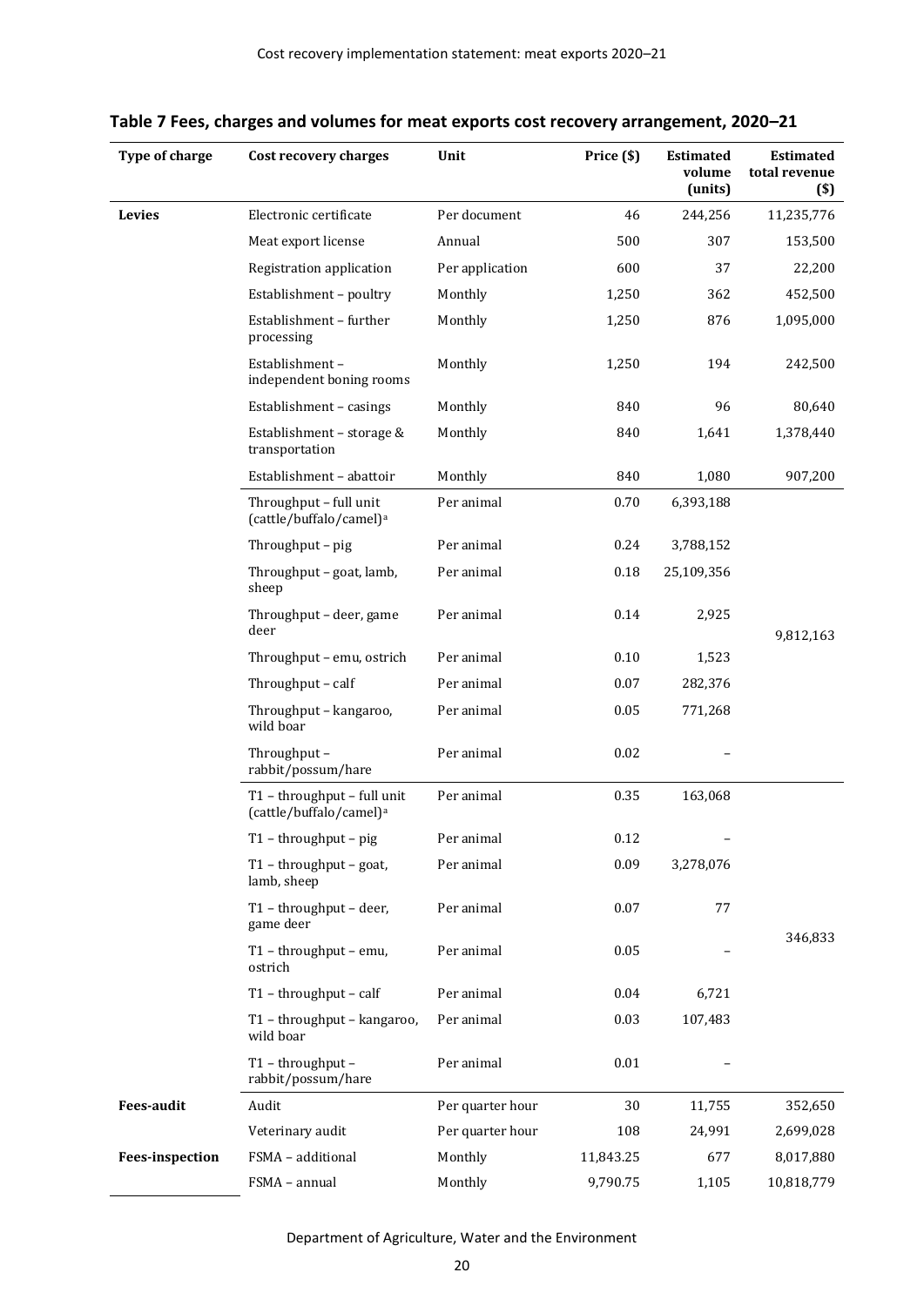## Table 7 Fees, charges and volumes for meat exports cost recovery arrangement, 2020–21

| Type of charge | Cost recovery charges | Unit | Price ($) | Estimated volume (units) | Estimated total revenue ($) |
|---|---|---|---|---|---|
| **Levies** | Electronic certificate | Per document | 46 | 244,256 | 11,235,776 |
| | Meat export license | Annual | 500 | 307 | 153,500 |
| | Registration application | Per application | 600 | 37 | 22,200 |
| | Establishment – poultry | Monthly | 1,250 | 362 | 452,500 |
| | Establishment – further processing | Monthly | 1,250 | 876 | 1,095,000 |
| | Establishment – independent boning rooms | Monthly | 1,250 | 194 | 242,500 |
| | Establishment – casings | Monthly | 840 | 96 | 80,640 |
| | Establishment – storage & transportation | Monthly | 840 | 1,641 | 1,378,440 |
| | Establishment – abattoir | Monthly | 840 | 1,080 | 907,200 |
| | Throughput – full unit (cattle/buffalo/camel)[a] | Per animal | 0.70 | 6,393,188 | 9,812,163 |
| | Throughput – pig | Per animal | 0.24 | 3,788,152 | |
| | Throughput – goat, lamb, sheep | Per animal | 0.18 | 25,109,356 | |
| | Throughput – deer, game deer | Per animal | 0.14 | 2,925 | |
| | Throughput – emu, ostrich | Per animal | 0.10 | 1,523 | |
| | Throughput – calf | Per animal | 0.07 | 282,376 | |
| | Throughput – kangaroo, wild boar | Per animal | 0.05 | 771,268 | |
| | Throughput – rabbit/possum/hare | Per animal | 0.02 | – | |
| | T1 – throughput – full unit (cattle/buffalo/camel)[a] | Per animal | 0.35 | 163,068 | 346,833 |
| | T1 – throughput – pig | Per animal | 0.12 | – | |
| | T1 – throughput – goat, lamb, sheep | Per animal | 0.09 | 3,278,076 | |
| | T1 – throughput – deer, game deer | Per animal | 0.07 | 77 | |
| | T1 – throughput – emu, ostrich | Per animal | 0.05 | – | |
| | T1 – throughput – calf | Per animal | 0.04 | 6,721 | |
| | T1 – throughput – kangaroo, wild boar | Per animal | 0.03 | 107,483 | |
| | T1 – throughput – rabbit/possum/hare | Per animal | 0.01 | – | |
| **Fees-audit** | Audit | Per quarter hour | 30 | 11,755 | 352,650 |
| | Veterinary audit | Per quarter hour | 108 | 24,991 | 2,699,028 |
| **Fees-inspection** | FSMA – additional | Monthly | 11,843.25 | 677 | 8,017,880 |
| | FSMA – annual | Monthly | 9,790.75 | 1,105 | 10,818,779 |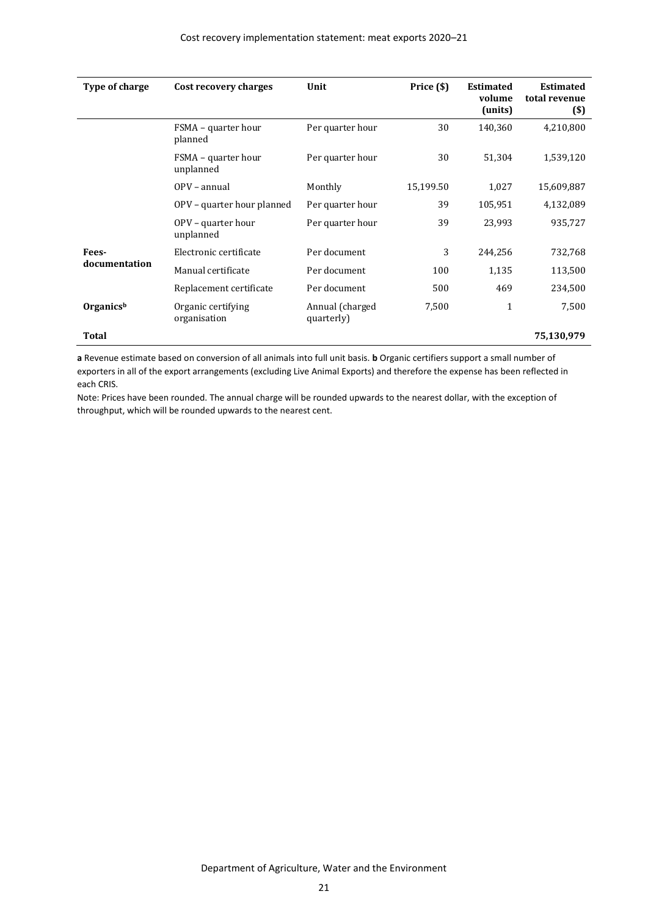| Type of charge | Cost recovery charges | Unit | Price ($) | Estimated volume (units) | Estimated total revenue ($) |
|---|---|---|---|---|---|
| | FSMA – quarter hour planned | Per quarter hour | 30 | 140,360 | 4,210,800 |
| | FSMA – quarter hour unplanned | Per quarter hour | 30 | 51,304 | 1,539,120 |
| | OPV – annual | Monthly | 15,199.50 | 1,027 | 15,609,887 |
| | OPV – quarter hour planned | Per quarter hour | 39 | 105,951 | 4,132,089 |
| | OPV – quarter hour unplanned | Per quarter hour | 39 | 23,993 | 935,727 |
| **Fees-documentation** | Electronic certificate | Per document | 3 | 244,256 | 732,768 |
| | Manual certificate | Per document | 100 | 1,135 | 113,500 |
| | Replacement certificate | Per document | 500 | 469 | 234,500 |
| **Organics[b]** | Organic certifying organisation | Annual (charged quarterly) | 7,500 | 1 | 7,500 |
| **Total** | | | | | **75,130,979** |

**a** Revenue estimate based on conversion of all animals into full unit basis. **b** Organic certifiers support a small number of exporters in all of the export arrangements (excluding Live Animal Exports) and therefore the expense has been reflected in each CRIS.

Note: Prices have been rounded. The annual charge will be rounded upwards to the nearest dollar, with the exception of throughput, which will be rounded upwards to the nearest cent.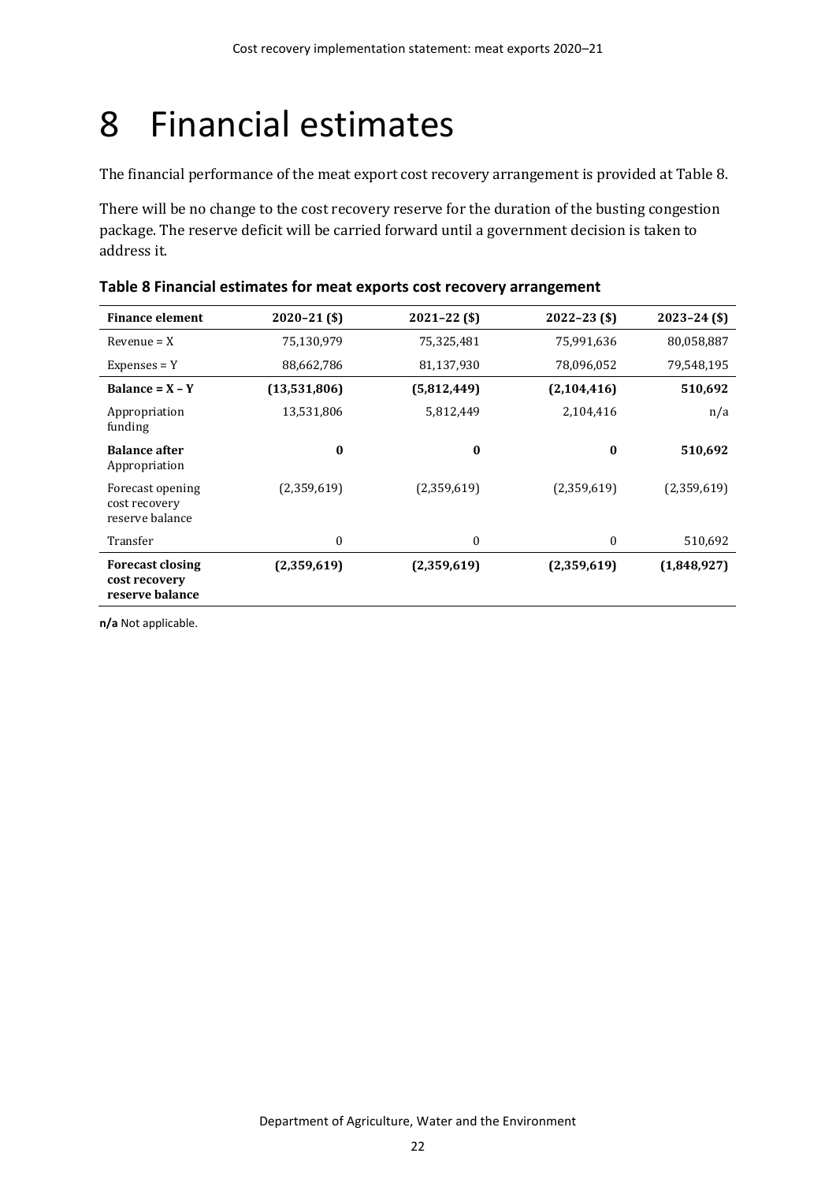# 8 Financial estimates

The financial performance of the meat export cost recovery arrangement is provided at Table 8.

There will be no change to the cost recovery reserve for the duration of the busting congestion package. The reserve deficit will be carried forward until a government decision is taken to address it.

**Table 8 Financial estimates for meat exports cost recovery arrangement**

| Finance element | 2020–21 ($) | 2021–22 ($) | 2022–23 ($) | 2023–24 ($) |
|---|---|---|---|---|
| Revenue = X | 75,130,979 | 75,325,481 | 75,991,636 | 80,058,887 |
| Expenses = Y | 88,662,786 | 81,137,930 | 78,096,052 | 79,548,195 |
| **Balance = X – Y** | **(13,531,806)** | **(5,812,449)** | **(2,104,416)** | **510,692** |
| Appropriation funding | 13,531,806 | 5,812,449 | 2,104,416 | n/a |
| **Balance after Appropriation** | **0** | **0** | **0** | **510,692** |
| Forecast opening cost recovery reserve balance | (2,359,619) | (2,359,619) | (2,359,619) | (2,359,619) |
| Transfer | 0 | 0 | 0 | 510,692 |
| **Forecast closing cost recovery reserve balance** | **(2,359,619)** | **(2,359,619)** | **(2,359,619)** | **(1,848,927)** |

**n/a** Not applicable.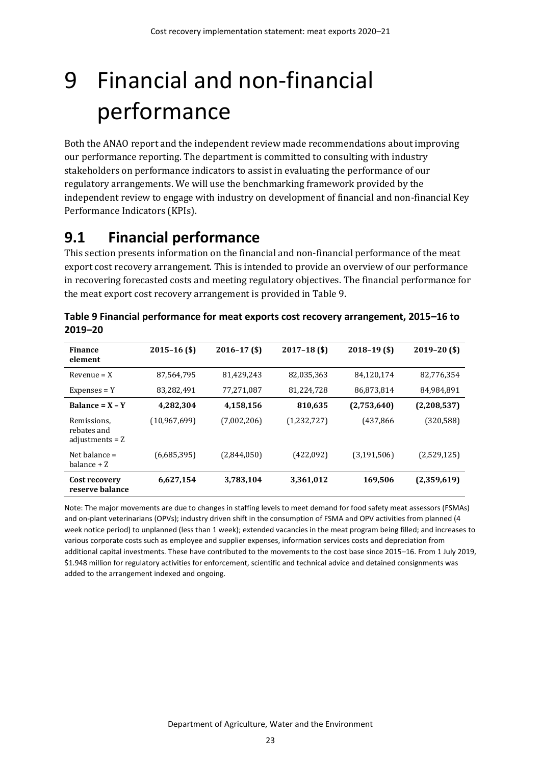# 9 Financial and non-financial performance

Both the ANAO report and the independent review made recommendations about improving our performance reporting. The department is committed to consulting with industry stakeholders on performance indicators to assist in evaluating the performance of our regulatory arrangements. We will use the benchmarking framework provided by the independent review to engage with industry on development of financial and non-financial Key Performance Indicators (KPIs).

## 9.1 Financial performance

This section presents information on the financial and non-financial performance of the meat export cost recovery arrangement. This is intended to provide an overview of our performance in recovering forecasted costs and meeting regulatory objectives. The financial performance for the meat export cost recovery arrangement is provided in Table 9.

**Table 9 Financial performance for meat exports cost recovery arrangement, 2015–16 to 2019–20**

| Finance element | 2015–16 ($) | 2016–17 ($) | 2017–18 ($) | 2018–19 ($) | 2019–20 ($) |
|---|---|---|---|---|---|
| Revenue = X | 87,564,795 | 81,429,243 | 82,035,363 | 84,120,174 | 82,776,354 |
| Expenses = Y | 83,282,491 | 77,271,087 | 81,224,728 | 86,873,814 | 84,984,891 |
| **Balance = X – Y** | **4,282,304** | **4,158,156** | **810,635** | **(2,753,640)** | **(2,208,537)** |
| Remissions, rebates and adjustments = Z | (10,967,699) | (7,002,206) | (1,232,727) | (437,866 | (320,588) |
| Net balance = balance + Z | (6,685,395) | (2,844,050) | (422,092) | (3,191,506) | (2,529,125) |
| **Cost recovery reserve balance** | **6,627,154** | **3,783,104** | **3,361,012** | **169,506** | **(2,359,619)** |

Note: The major movements are due to changes in staffing levels to meet demand for food safety meat assessors (FSMAs) and on-plant veterinarians (OPVs); industry driven shift in the consumption of FSMA and OPV activities from planned (4 week notice period) to unplanned (less than 1 week); extended vacancies in the meat program being filled; and increases to various corporate costs such as employee and supplier expenses, information services costs and depreciation from additional capital investments. These have contributed to the movements to the cost base since 2015–16. From 1 July 2019, $1.948 million for regulatory activities for enforcement, scientific and technical advice and detained consignments was added to the arrangement indexed and ongoing.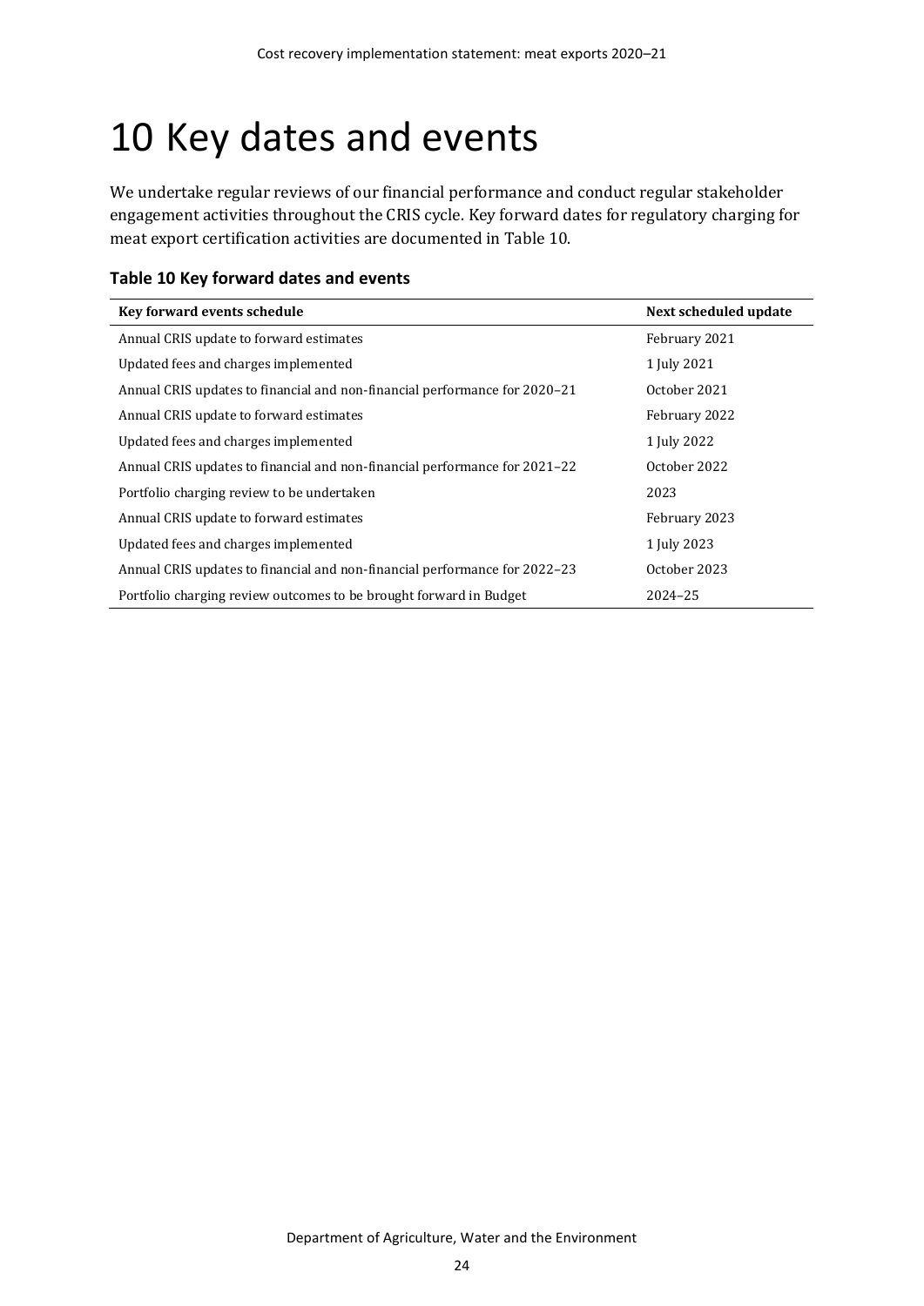# 10 Key dates and events

We undertake regular reviews of our financial performance and conduct regular stakeholder engagement activities throughout the CRIS cycle. Key forward dates for regulatory charging for meat export certification activities are documented in Table 10.

**Table 10 Key forward dates and events**

| Key forward events schedule | Next scheduled update |
| --- | --- |
| Annual CRIS update to forward estimates | February 2021 |
| Updated fees and charges implemented | 1 July 2021 |
| Annual CRIS updates to financial and non-financial performance for 2020–21 | October 2021 |
| Annual CRIS update to forward estimates | February 2022 |
| Updated fees and charges implemented | 1 July 2022 |
| Annual CRIS updates to financial and non-financial performance for 2021–22 | October 2022 |
| Portfolio charging review to be undertaken | 2023 |
| Annual CRIS update to forward estimates | February 2023 |
| Updated fees and charges implemented | 1 July 2023 |
| Annual CRIS updates to financial and non-financial performance for 2022–23 | October 2023 |
| Portfolio charging review outcomes to be brought forward in Budget | 2024–25 |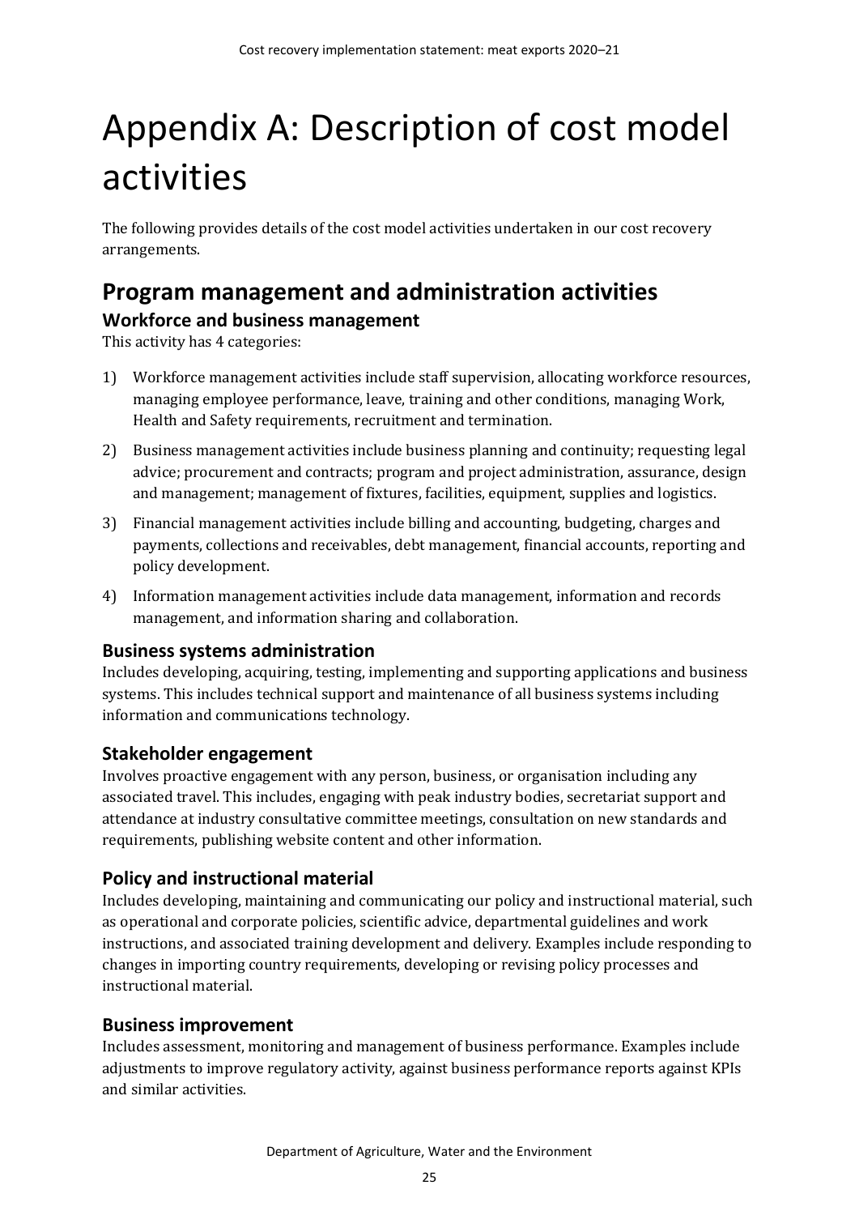# Appendix A: Description of cost model activities

The following provides details of the cost model activities undertaken in our cost recovery arrangements.

## Program management and administration activities

### Workforce and business management

This activity has 4 categories:

1) Workforce management activities include staff supervision, allocating workforce resources, managing employee performance, leave, training and other conditions, managing Work, Health and Safety requirements, recruitment and termination.
2) Business management activities include business planning and continuity; requesting legal advice; procurement and contracts; program and project administration, assurance, design and management; management of fixtures, facilities, equipment, supplies and logistics.
3) Financial management activities include billing and accounting, budgeting, charges and payments, collections and receivables, debt management, financial accounts, reporting and policy development.
4) Information management activities include data management, information and records management, and information sharing and collaboration.

### Business systems administration

Includes developing, acquiring, testing, implementing and supporting applications and business systems. This includes technical support and maintenance of all business systems including information and communications technology.

### Stakeholder engagement

Involves proactive engagement with any person, business, or organisation including any associated travel. This includes, engaging with peak industry bodies, secretariat support and attendance at industry consultative committee meetings, consultation on new standards and requirements, publishing website content and other information.

### Policy and instructional material

Includes developing, maintaining and communicating our policy and instructional material, such as operational and corporate policies, scientific advice, departmental guidelines and work instructions, and associated training development and delivery. Examples include responding to changes in importing country requirements, developing or revising policy processes and instructional material.

### Business improvement

Includes assessment, monitoring and management of business performance. Examples include adjustments to improve regulatory activity, against business performance reports against KPIs and similar activities.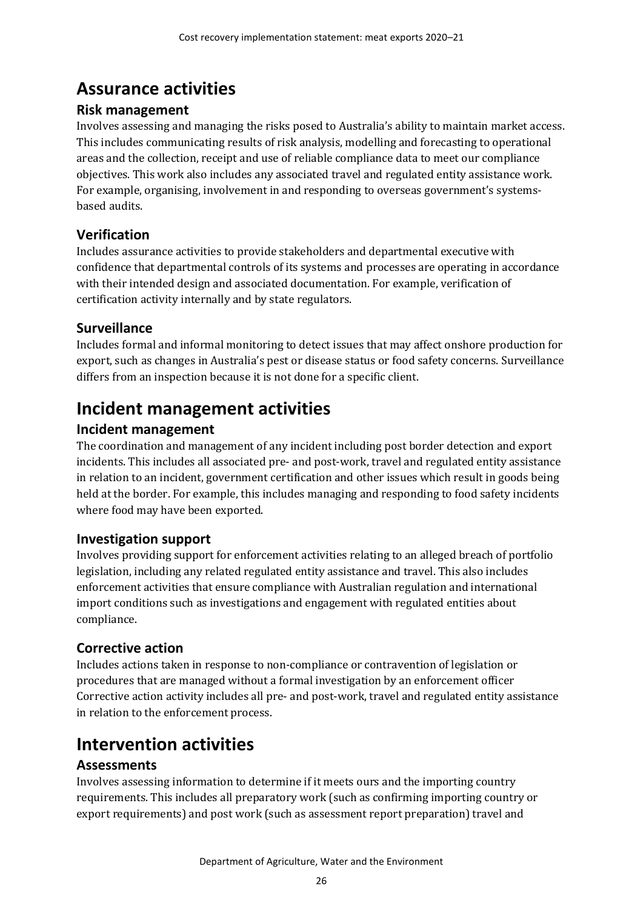# Assurance activities

## Risk management

Involves assessing and managing the risks posed to Australia's ability to maintain market access. This includes communicating results of risk analysis, modelling and forecasting to operational areas and the collection, receipt and use of reliable compliance data to meet our compliance objectives. This work also includes any associated travel and regulated entity assistance work. For example, organising, involvement in and responding to overseas government's systems-based audits.

## Verification

Includes assurance activities to provide stakeholders and departmental executive with confidence that departmental controls of its systems and processes are operating in accordance with their intended design and associated documentation. For example, verification of certification activity internally and by state regulators.

## Surveillance

Includes formal and informal monitoring to detect issues that may affect onshore production for export, such as changes in Australia's pest or disease status or food safety concerns. Surveillance differs from an inspection because it is not done for a specific client.

# Incident management activities

## Incident management

The coordination and management of any incident including post border detection and export incidents. This includes all associated pre- and post-work, travel and regulated entity assistance in relation to an incident, government certification and other issues which result in goods being held at the border. For example, this includes managing and responding to food safety incidents where food may have been exported.

## Investigation support

Involves providing support for enforcement activities relating to an alleged breach of portfolio legislation, including any related regulated entity assistance and travel. This also includes enforcement activities that ensure compliance with Australian regulation and international import conditions such as investigations and engagement with regulated entities about compliance.

## Corrective action

Includes actions taken in response to non-compliance or contravention of legislation or procedures that are managed without a formal investigation by an enforcement officer Corrective action activity includes all pre- and post-work, travel and regulated entity assistance in relation to the enforcement process.

# Intervention activities

## Assessments

Involves assessing information to determine if it meets ours and the importing country requirements. This includes all preparatory work (such as confirming importing country or export requirements) and post work (such as assessment report preparation) travel and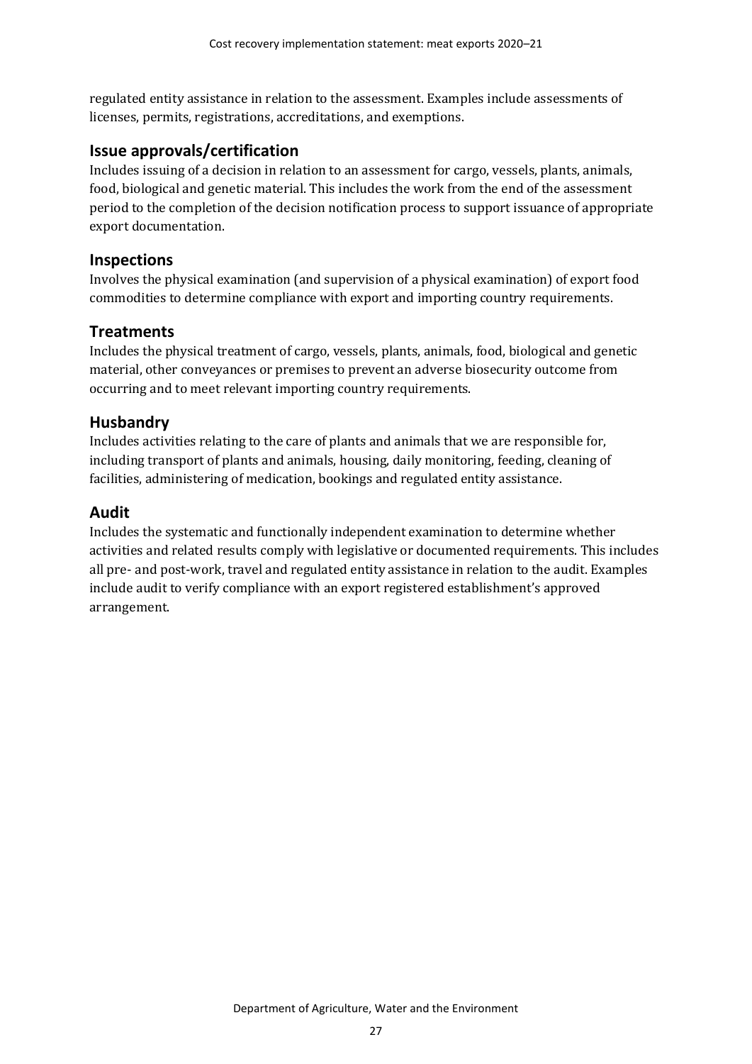regulated entity assistance in relation to the assessment. Examples include assessments of licenses, permits, registrations, accreditations, and exemptions.

## Issue approvals/certification

Includes issuing of a decision in relation to an assessment for cargo, vessels, plants, animals, food, biological and genetic material. This includes the work from the end of the assessment period to the completion of the decision notification process to support issuance of appropriate export documentation.

## Inspections

Involves the physical examination (and supervision of a physical examination) of export food commodities to determine compliance with export and importing country requirements.

## Treatments

Includes the physical treatment of cargo, vessels, plants, animals, food, biological and genetic material, other conveyances or premises to prevent an adverse biosecurity outcome from occurring and to meet relevant importing country requirements.

## Husbandry

Includes activities relating to the care of plants and animals that we are responsible for, including transport of plants and animals, housing, daily monitoring, feeding, cleaning of facilities, administering of medication, bookings and regulated entity assistance.

## Audit

Includes the systematic and functionally independent examination to determine whether activities and related results comply with legislative or documented requirements. This includes all pre- and post-work, travel and regulated entity assistance in relation to the audit. Examples include audit to verify compliance with an export registered establishment's approved arrangement.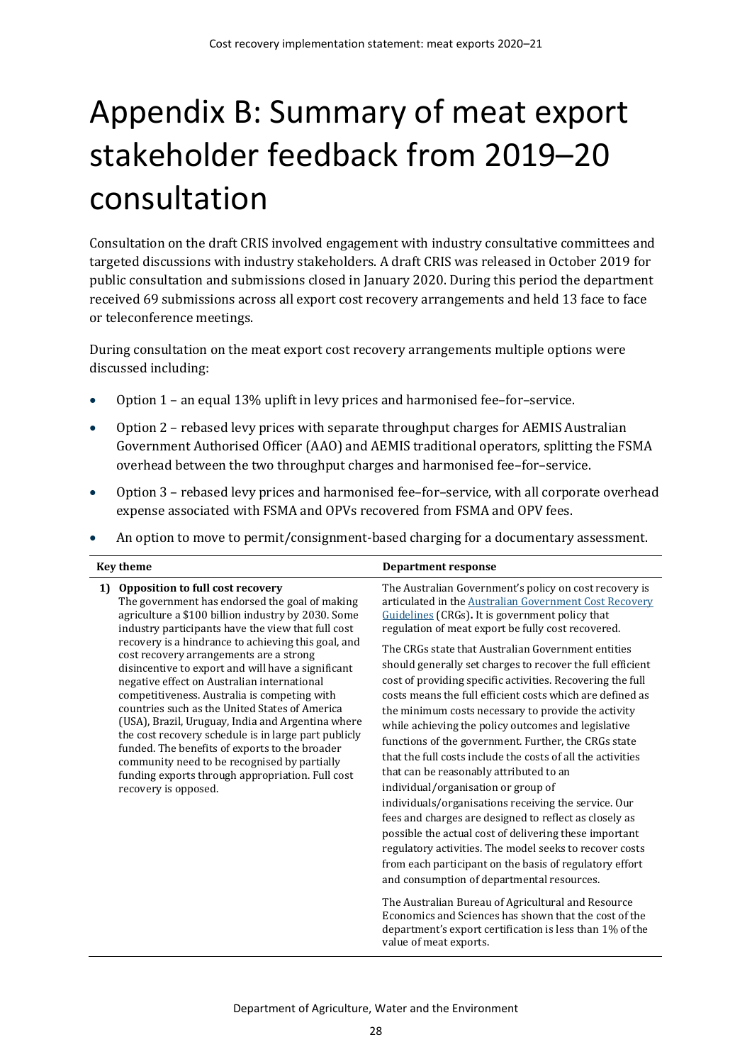# Appendix B: Summary of meat export stakeholder feedback from 2019–20 consultation

Consultation on the draft CRIS involved engagement with industry consultative committees and targeted discussions with industry stakeholders. A draft CRIS was released in October 2019 for public consultation and submissions closed in January 2020. During this period the department received 69 submissions across all export cost recovery arrangements and held 13 face to face or teleconference meetings.

During consultation on the meat export cost recovery arrangements multiple options were discussed including:

- Option 1 – an equal 13% uplift in levy prices and harmonised fee–for–service.
- Option 2 – rebased levy prices with separate throughput charges for AEMIS Australian Government Authorised Officer (AAO) and AEMIS traditional operators, splitting the FSMA overhead between the two throughput charges and harmonised fee–for–service.
- Option 3 – rebased levy prices and harmonised fee–for–service, with all corporate overhead expense associated with FSMA and OPVs recovered from FSMA and OPV fees.
- An option to move to permit/consignment-based charging for a documentary assessment.

| Key theme | Department response |
| --- | --- |
| **1) Opposition to full cost recovery**<br>The government has endorsed the goal of making agriculture a $100 billion industry by 2030. Some industry participants have the view that full cost recovery is a hindrance to achieving this goal, and cost recovery arrangements are a strong disincentive to export and will have a significant negative effect on Australian international competitiveness. Australia is competing with countries such as the United States of America (USA), Brazil, Uruguay, India and Argentina where the cost recovery schedule is in large part publicly funded. The benefits of exports to the broader community need to be recognised by partially funding exports through appropriation. Full cost recovery is opposed. | The Australian Government's policy on cost recovery is articulated in the [Australian Government Cost Recovery Guidelines](Australian Government Cost Recovery Guidelines) (CRGs)**.** It is government policy that regulation of meat export be fully cost recovered.<br><br>The CRGs state that Australian Government entities should generally set charges to recover the full efficient cost of providing specific activities. Recovering the full costs means the full efficient costs which are defined as the minimum costs necessary to provide the activity while achieving the policy outcomes and legislative functions of the government. Further, the CRGs state that the full costs include the costs of all the activities that can be reasonably attributed to an individual/organisation or group of individuals/organisations receiving the service. Our fees and charges are designed to reflect as closely as possible the actual cost of delivering these important regulatory activities. The model seeks to recover costs from each participant on the basis of regulatory effort and consumption of departmental resources.<br><br>The Australian Bureau of Agricultural and Resource Economics and Sciences has shown that the cost of the department's export certification is less than 1% of the value of meat exports. |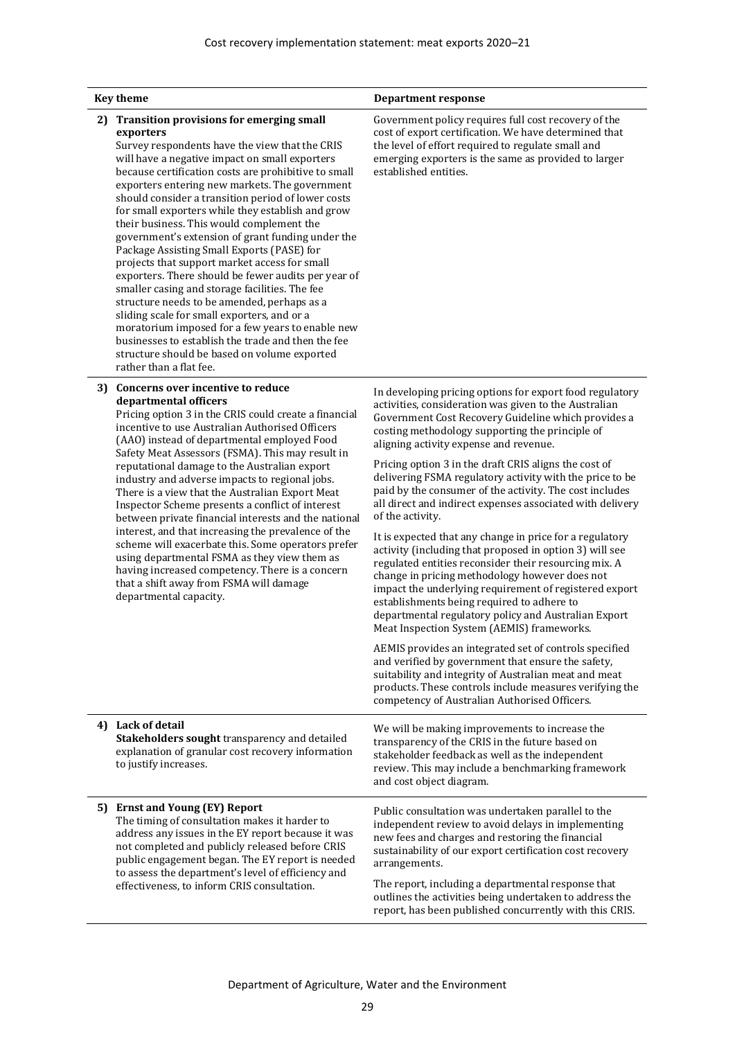| Key theme | Department response |
| --- | --- |
| **2) Transition provisions for emerging small exporters**<br>Survey respondents have the view that the CRIS will have a negative impact on small exporters because certification costs are prohibitive to small exporters entering new markets. The government should consider a transition period of lower costs for small exporters while they establish and grow their business. This would complement the government's extension of grant funding under the Package Assisting Small Exports (PASE) for projects that support market access for small exporters. There should be fewer audits per year of smaller casing and storage facilities. The fee structure needs to be amended, perhaps as a sliding scale for small exporters, and or a moratorium imposed for a few years to enable new businesses to establish the trade and then the fee structure should be based on volume exported rather than a flat fee. | Government policy requires full cost recovery of the cost of export certification. We have determined that the level of effort required to regulate small and emerging exporters is the same as provided to larger established entities. |
| **3) Concerns over incentive to reduce departmental officers**<br>Pricing option 3 in the CRIS could create a financial incentive to use Australian Authorised Officers (AAO) instead of departmental employed Food Safety Meat Assessors (FSMA). This may result in reputational damage to the Australian export industry and adverse impacts to regional jobs. There is a view that the Australian Export Meat Inspector Scheme presents a conflict of interest between private financial interests and the national interest, and that increasing the prevalence of the scheme will exacerbate this. Some operators prefer using departmental FSMA as they view them as having increased competency. There is a concern that a shift away from FSMA will damage departmental capacity. | In developing pricing options for export food regulatory activities, consideration was given to the Australian Government Cost Recovery Guideline which provides a costing methodology supporting the principle of aligning activity expense and revenue.<br><br>Pricing option 3 in the draft CRIS aligns the cost of delivering FSMA regulatory activity with the price to be paid by the consumer of the activity. The cost includes all direct and indirect expenses associated with delivery of the activity.<br><br>It is expected that any change in price for a regulatory activity (including that proposed in option 3) will see regulated entities reconsider their resourcing mix. A change in pricing methodology however does not impact the underlying requirement of registered export establishments being required to adhere to departmental regulatory policy and Australian Export Meat Inspection System (AEMIS) frameworks.<br><br>AEMIS provides an integrated set of controls specified and verified by government that ensure the safety, suitability and integrity of Australian meat and meat products. These controls include measures verifying the competency of Australian Authorised Officers. |
| **4) Lack of detail**<br>**Stakeholders sought** transparency and detailed explanation of granular cost recovery information to justify increases. | We will be making improvements to increase the transparency of the CRIS in the future based on stakeholder feedback as well as the independent review. This may include a benchmarking framework and cost object diagram. |
| **5) Ernst and Young (EY) Report**<br>The timing of consultation makes it harder to address any issues in the EY report because it was not completed and publicly released before CRIS public engagement began. The EY report is needed to assess the department's level of efficiency and effectiveness, to inform CRIS consultation. | Public consultation was undertaken parallel to the independent review to avoid delays in implementing new fees and charges and restoring the financial sustainability of our export certification cost recovery arrangements.<br><br>The report, including a departmental response that outlines the activities being undertaken to address the report, has been published concurrently with this CRIS. |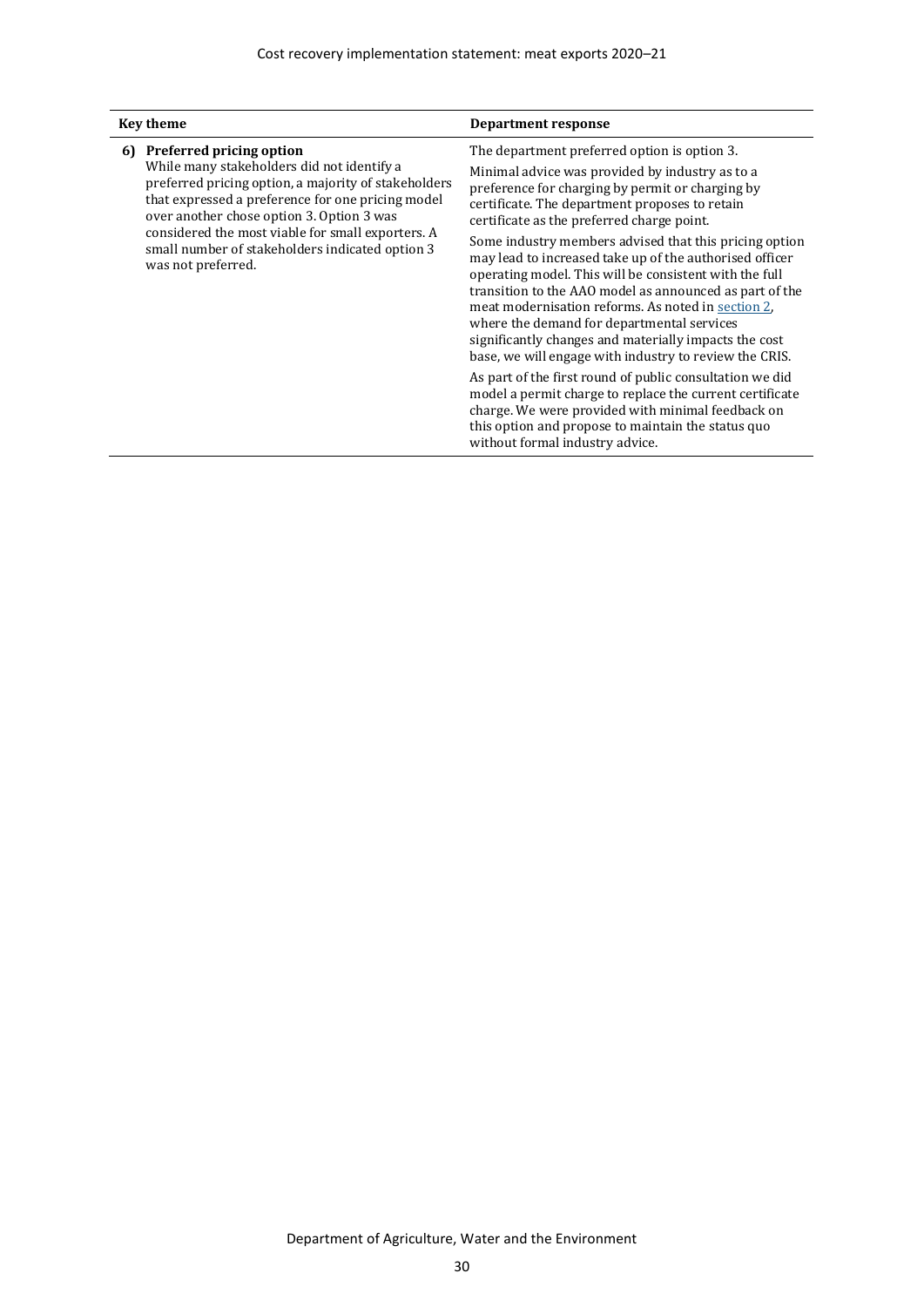| Key theme | Department response |
| --- | --- |
| **6) Preferred pricing option**<br>While many stakeholders did not identify a preferred pricing option, a majority of stakeholders that expressed a preference for one pricing model over another chose option 3. Option 3 was considered the most viable for small exporters. A small number of stakeholders indicated option 3 was not preferred. | The department preferred option is option 3.<br><br>Minimal advice was provided by industry as to a preference for charging by permit or charging by certificate. The department proposes to retain certificate as the preferred charge point.<br><br>Some industry members advised that this pricing option may lead to increased take up of the authorised officer operating model. This will be consistent with the full transition to the AAO model as announced as part of the meat modernisation reforms. As noted in [section 2](), where the demand for departmental services significantly changes and materially impacts the cost base, we will engage with industry to review the CRIS.<br><br>As part of the first round of public consultation we did model a permit charge to replace the current certificate charge. We were provided with minimal feedback on this option and propose to maintain the status quo without formal industry advice. |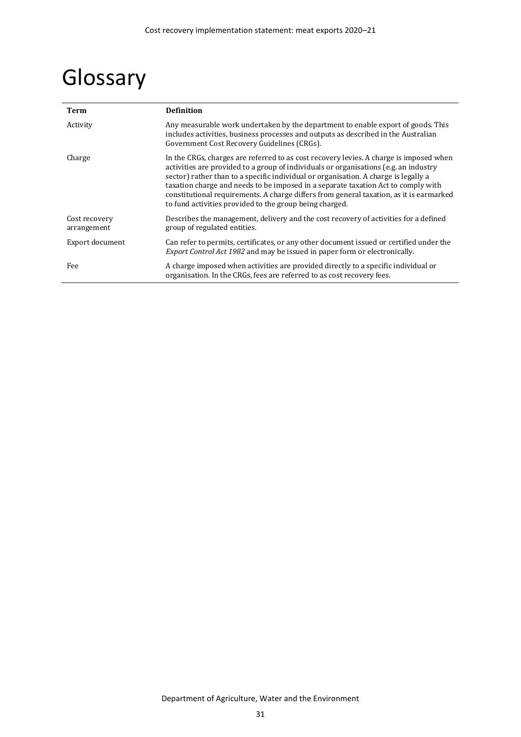# Glossary

| Term | Definition |
|---|---|
| Activity | Any measurable work undertaken by the department to enable export of goods. This includes activities, business processes and outputs as described in the Australian Government Cost Recovery Guidelines (CRGs). |
| Charge | In the CRGs, charges are referred to as cost recovery levies. A charge is imposed when activities are provided to a group of individuals or organisations (e.g. an industry sector) rather than to a specific individual or organisation. A charge is legally a taxation charge and needs to be imposed in a separate taxation Act to comply with constitutional requirements. A charge differs from general taxation, as it is earmarked to fund activities provided to the group being charged. |
| Cost recovery arrangement | Describes the management, delivery and the cost recovery of activities for a defined group of regulated entities. |
| Export document | Can refer to permits, certificates, or any other document issued or certified under the *Export Control Act 1982* and may be issued in paper form or electronically. |
| Fee | A charge imposed when activities are provided directly to a specific individual or organisation. In the CRGs, fees are referred to as cost recovery fees. |